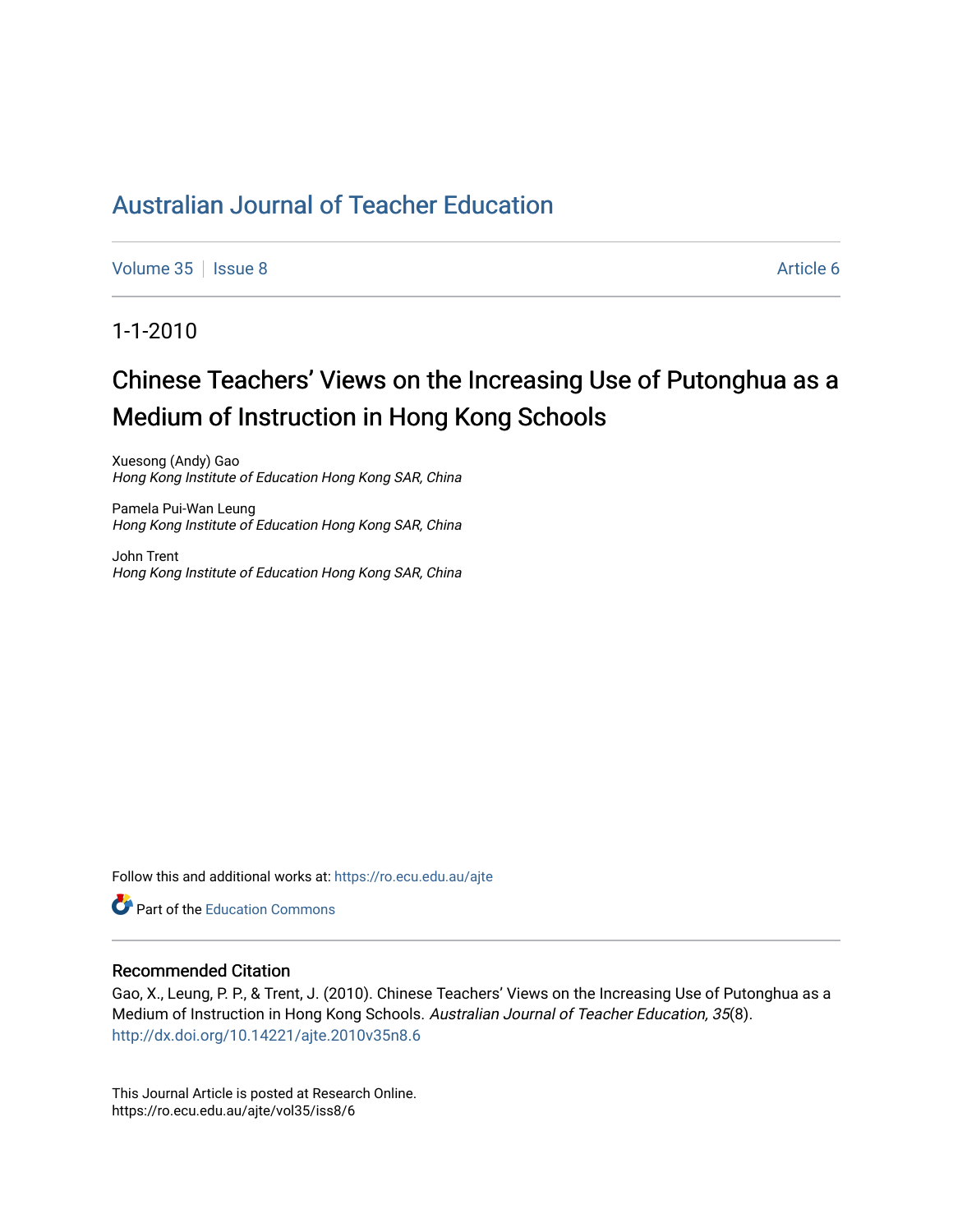# Australian Journal of Teacher Education

Volume 35 | Issue 8 | Article 6

1-1-2010

## Chinese Teachers' Views on the Increasing Use of Putonghua as a Medium of Instruction in Hong Kong Schools

Xuesong (Andy) Gao  
*Hong Kong Institute of Education Hong Kong SAR, China*

Pamela Pui-Wan Leung  
*Hong Kong Institute of Education Hong Kong SAR, China*

John Trent  
*Hong Kong Institute of Education Hong Kong SAR, China*

Follow this and additional works at: https://ro.ecu.edu.au/ajte

Part of the Education Commons

### Recommended Citation

Gao, X., Leung, P. P., & Trent, J. (2010). Chinese Teachers' Views on the Increasing Use of Putonghua as a Medium of Instruction in Hong Kong Schools. *Australian Journal of Teacher Education, 35*(8). http://dx.doi.org/10.14221/ajte.2010v35n8.6

This Journal Article is posted at Research Online.  
https://ro.ecu.edu.au/ajte/vol35/iss8/6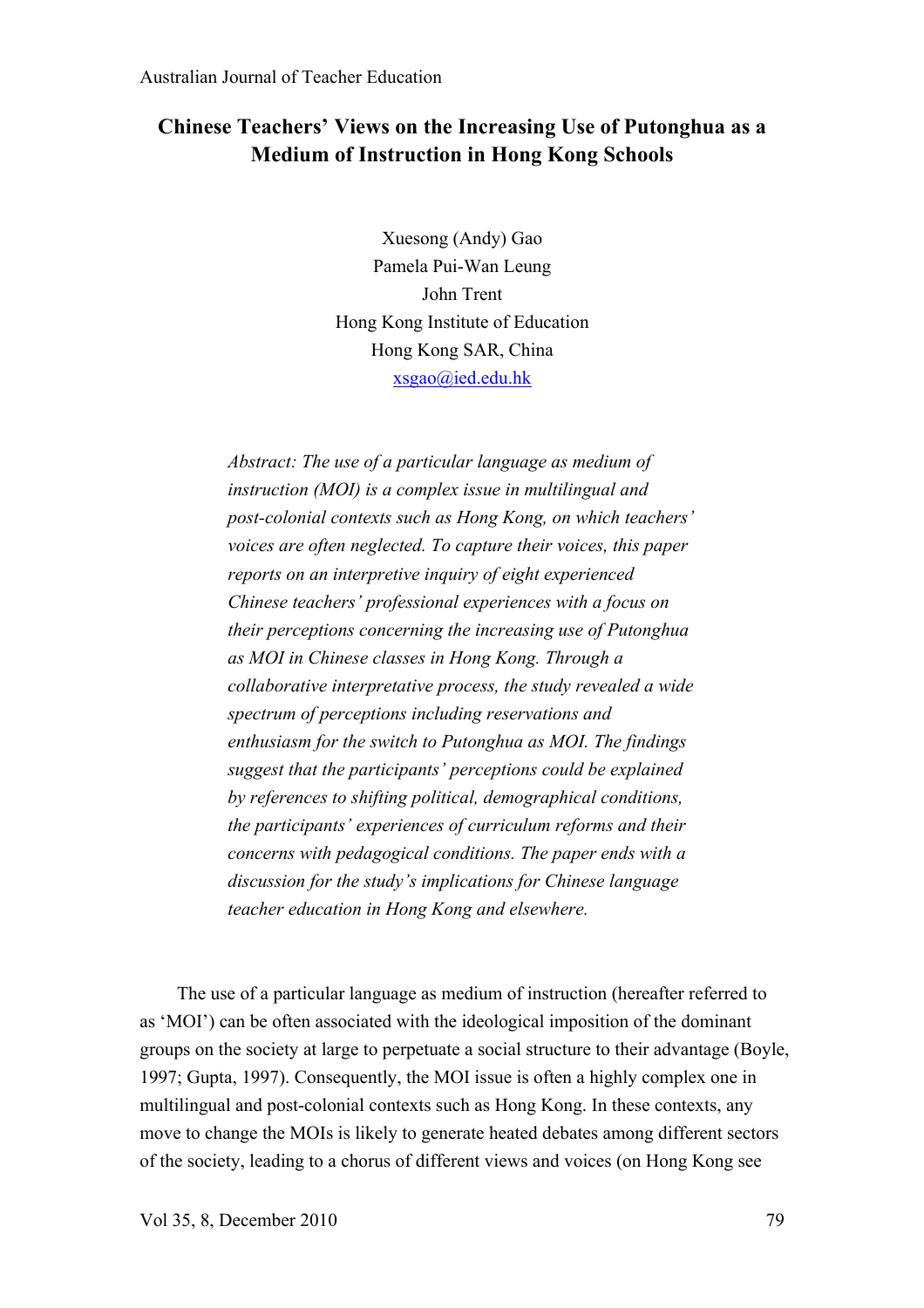# Chinese Teachers' Views on the Increasing Use of Putonghua as a Medium of Instruction in Hong Kong Schools

Xuesong (Andy) Gao
Pamela Pui-Wan Leung
John Trent
Hong Kong Institute of Education
Hong Kong SAR, China
xsgao@ied.edu.hk

*Abstract: The use of a particular language as medium of instruction (MOI) is a complex issue in multilingual and post-colonial contexts such as Hong Kong, on which teachers' voices are often neglected. To capture their voices, this paper reports on an interpretive inquiry of eight experienced Chinese teachers' professional experiences with a focus on their perceptions concerning the increasing use of Putonghua as MOI in Chinese classes in Hong Kong. Through a collaborative interpretative process, the study revealed a wide spectrum of perceptions including reservations and enthusiasm for the switch to Putonghua as MOI. The findings suggest that the participants' perceptions could be explained by references to shifting political, demographical conditions, the participants' experiences of curriculum reforms and their concerns with pedagogical conditions. The paper ends with a discussion for the study's implications for Chinese language teacher education in Hong Kong and elsewhere.*

The use of a particular language as medium of instruction (hereafter referred to as 'MOI') can be often associated with the ideological imposition of the dominant groups on the society at large to perpetuate a social structure to their advantage (Boyle, 1997; Gupta, 1997). Consequently, the MOI issue is often a highly complex one in multilingual and post-colonial contexts such as Hong Kong. In these contexts, any move to change the MOIs is likely to generate heated debates among different sectors of the society, leading to a chorus of different views and voices (on Hong Kong see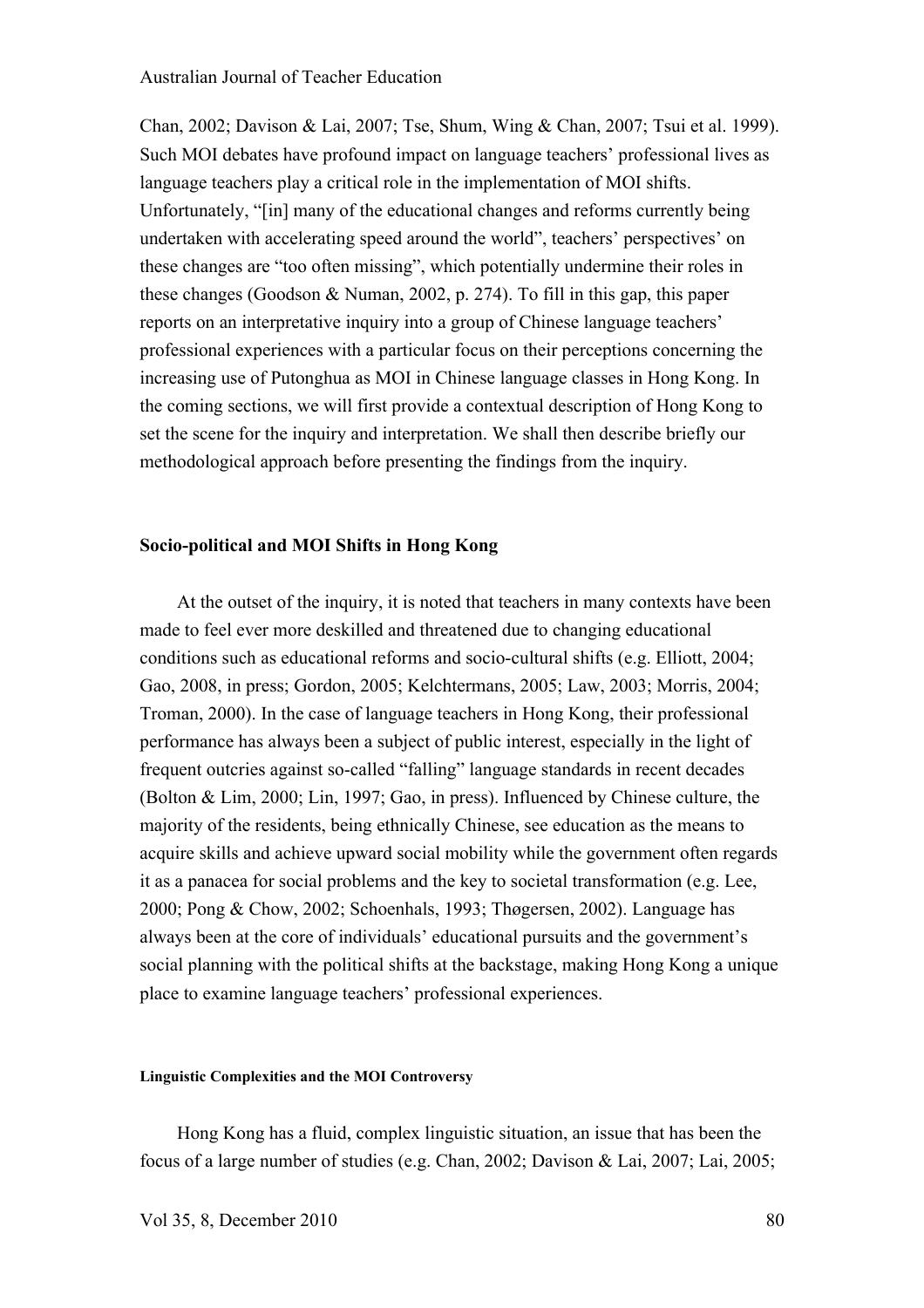Chan, 2002; Davison & Lai, 2007; Tse, Shum, Wing & Chan, 2007; Tsui et al. 1999). Such MOI debates have profound impact on language teachers' professional lives as language teachers play a critical role in the implementation of MOI shifts. Unfortunately, "[in] many of the educational changes and reforms currently being undertaken with accelerating speed around the world", teachers' perspectives' on these changes are "too often missing", which potentially undermine their roles in these changes (Goodson & Numan, 2002, p. 274). To fill in this gap, this paper reports on an interpretative inquiry into a group of Chinese language teachers' professional experiences with a particular focus on their perceptions concerning the increasing use of Putonghua as MOI in Chinese language classes in Hong Kong. In the coming sections, we will first provide a contextual description of Hong Kong to set the scene for the inquiry and interpretation. We shall then describe briefly our methodological approach before presenting the findings from the inquiry.

## Socio-political and MOI Shifts in Hong Kong

At the outset of the inquiry, it is noted that teachers in many contexts have been made to feel ever more deskilled and threatened due to changing educational conditions such as educational reforms and socio-cultural shifts (e.g. Elliott, 2004; Gao, 2008, in press; Gordon, 2005; Kelchtermans, 2005; Law, 2003; Morris, 2004; Troman, 2000). In the case of language teachers in Hong Kong, their professional performance has always been a subject of public interest, especially in the light of frequent outcries against so-called "falling" language standards in recent decades (Bolton & Lim, 2000; Lin, 1997; Gao, in press). Influenced by Chinese culture, the majority of the residents, being ethnically Chinese, see education as the means to acquire skills and achieve upward social mobility while the government often regards it as a panacea for social problems and the key to societal transformation (e.g. Lee, 2000; Pong & Chow, 2002; Schoenhals, 1993; Thøgersen, 2002). Language has always been at the core of individuals' educational pursuits and the government's social planning with the political shifts at the backstage, making Hong Kong a unique place to examine language teachers' professional experiences.

### Linguistic Complexities and the MOI Controversy

Hong Kong has a fluid, complex linguistic situation, an issue that has been the focus of a large number of studies (e.g. Chan, 2002; Davison & Lai, 2007; Lai, 2005;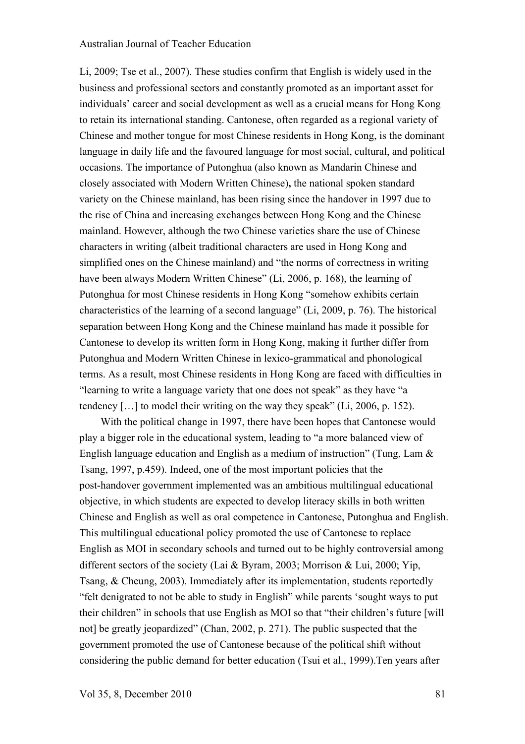Li, 2009; Tse et al., 2007). These studies confirm that English is widely used in the business and professional sectors and constantly promoted as an important asset for individuals' career and social development as well as a crucial means for Hong Kong to retain its international standing. Cantonese, often regarded as a regional variety of Chinese and mother tongue for most Chinese residents in Hong Kong, is the dominant language in daily life and the favoured language for most social, cultural, and political occasions. The importance of Putonghua (also known as Mandarin Chinese and closely associated with Modern Written Chinese)**,** the national spoken standard variety on the Chinese mainland, has been rising since the handover in 1997 due to the rise of China and increasing exchanges between Hong Kong and the Chinese mainland. However, although the two Chinese varieties share the use of Chinese characters in writing (albeit traditional characters are used in Hong Kong and simplified ones on the Chinese mainland) and "the norms of correctness in writing have been always Modern Written Chinese" (Li, 2006, p. 168), the learning of Putonghua for most Chinese residents in Hong Kong "somehow exhibits certain characteristics of the learning of a second language" (Li, 2009, p. 76). The historical separation between Hong Kong and the Chinese mainland has made it possible for Cantonese to develop its written form in Hong Kong, making it further differ from Putonghua and Modern Written Chinese in lexico-grammatical and phonological terms. As a result, most Chinese residents in Hong Kong are faced with difficulties in "learning to write a language variety that one does not speak" as they have "a tendency […] to model their writing on the way they speak" (Li, 2006, p. 152).

With the political change in 1997, there have been hopes that Cantonese would play a bigger role in the educational system, leading to "a more balanced view of English language education and English as a medium of instruction" (Tung, Lam & Tsang, 1997, p.459). Indeed, one of the most important policies that the post-handover government implemented was an ambitious multilingual educational objective, in which students are expected to develop literacy skills in both written Chinese and English as well as oral competence in Cantonese, Putonghua and English. This multilingual educational policy promoted the use of Cantonese to replace English as MOI in secondary schools and turned out to be highly controversial among different sectors of the society (Lai & Byram, 2003; Morrison & Lui, 2000; Yip, Tsang, & Cheung, 2003). Immediately after its implementation, students reportedly "felt denigrated to not be able to study in English" while parents 'sought ways to put their children" in schools that use English as MOI so that "their children's future [will not] be greatly jeopardized" (Chan, 2002, p. 271). The public suspected that the government promoted the use of Cantonese because of the political shift without considering the public demand for better education (Tsui et al., 1999).Ten years after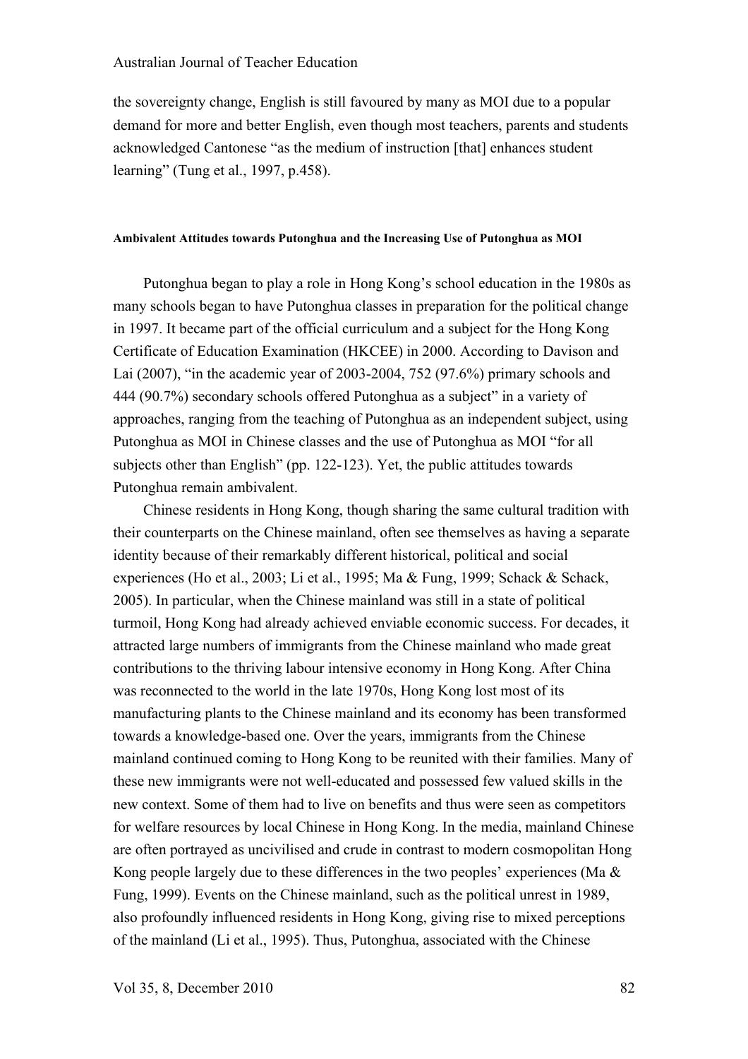the sovereignty change, English is still favoured by many as MOI due to a popular demand for more and better English, even though most teachers, parents and students acknowledged Cantonese "as the medium of instruction [that] enhances student learning" (Tung et al., 1997, p.458).

#### Ambivalent Attitudes towards Putonghua and the Increasing Use of Putonghua as MOI

Putonghua began to play a role in Hong Kong's school education in the 1980s as many schools began to have Putonghua classes in preparation for the political change in 1997. It became part of the official curriculum and a subject for the Hong Kong Certificate of Education Examination (HKCEE) in 2000. According to Davison and Lai (2007), "in the academic year of 2003-2004, 752 (97.6%) primary schools and 444 (90.7%) secondary schools offered Putonghua as a subject" in a variety of approaches, ranging from the teaching of Putonghua as an independent subject, using Putonghua as MOI in Chinese classes and the use of Putonghua as MOI "for all subjects other than English" (pp. 122-123). Yet, the public attitudes towards Putonghua remain ambivalent.

Chinese residents in Hong Kong, though sharing the same cultural tradition with their counterparts on the Chinese mainland, often see themselves as having a separate identity because of their remarkably different historical, political and social experiences (Ho et al., 2003; Li et al., 1995; Ma & Fung, 1999; Schack & Schack, 2005). In particular, when the Chinese mainland was still in a state of political turmoil, Hong Kong had already achieved enviable economic success. For decades, it attracted large numbers of immigrants from the Chinese mainland who made great contributions to the thriving labour intensive economy in Hong Kong. After China was reconnected to the world in the late 1970s, Hong Kong lost most of its manufacturing plants to the Chinese mainland and its economy has been transformed towards a knowledge-based one. Over the years, immigrants from the Chinese mainland continued coming to Hong Kong to be reunited with their families. Many of these new immigrants were not well-educated and possessed few valued skills in the new context. Some of them had to live on benefits and thus were seen as competitors for welfare resources by local Chinese in Hong Kong. In the media, mainland Chinese are often portrayed as uncivilised and crude in contrast to modern cosmopolitan Hong Kong people largely due to these differences in the two peoples' experiences (Ma & Fung, 1999). Events on the Chinese mainland, such as the political unrest in 1989, also profoundly influenced residents in Hong Kong, giving rise to mixed perceptions of the mainland (Li et al., 1995). Thus, Putonghua, associated with the Chinese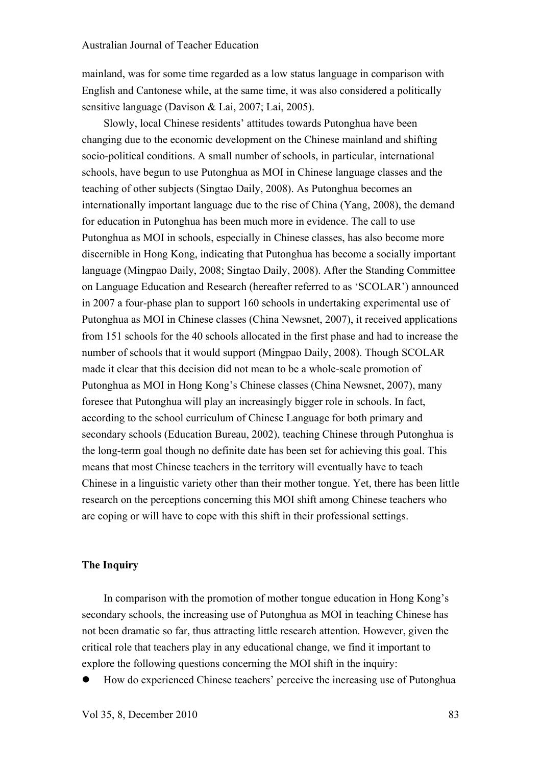mainland, was for some time regarded as a low status language in comparison with English and Cantonese while, at the same time, it was also considered a politically sensitive language (Davison & Lai, 2007; Lai, 2005).

Slowly, local Chinese residents' attitudes towards Putonghua have been changing due to the economic development on the Chinese mainland and shifting socio-political conditions. A small number of schools, in particular, international schools, have begun to use Putonghua as MOI in Chinese language classes and the teaching of other subjects (Singtao Daily, 2008). As Putonghua becomes an internationally important language due to the rise of China (Yang, 2008), the demand for education in Putonghua has been much more in evidence. The call to use Putonghua as MOI in schools, especially in Chinese classes, has also become more discernible in Hong Kong, indicating that Putonghua has become a socially important language (Mingpao Daily, 2008; Singtao Daily, 2008). After the Standing Committee on Language Education and Research (hereafter referred to as 'SCOLAR') announced in 2007 a four-phase plan to support 160 schools in undertaking experimental use of Putonghua as MOI in Chinese classes (China Newsnet, 2007), it received applications from 151 schools for the 40 schools allocated in the first phase and had to increase the number of schools that it would support (Mingpao Daily, 2008). Though SCOLAR made it clear that this decision did not mean to be a whole-scale promotion of Putonghua as MOI in Hong Kong's Chinese classes (China Newsnet, 2007), many foresee that Putonghua will play an increasingly bigger role in schools. In fact, according to the school curriculum of Chinese Language for both primary and secondary schools (Education Bureau, 2002), teaching Chinese through Putonghua is the long-term goal though no definite date has been set for achieving this goal. This means that most Chinese teachers in the territory will eventually have to teach Chinese in a linguistic variety other than their mother tongue. Yet, there has been little research on the perceptions concerning this MOI shift among Chinese teachers who are coping or will have to cope with this shift in their professional settings.

## The Inquiry

In comparison with the promotion of mother tongue education in Hong Kong's secondary schools, the increasing use of Putonghua as MOI in teaching Chinese has not been dramatic so far, thus attracting little research attention. However, given the critical role that teachers play in any educational change, we find it important to explore the following questions concerning the MOI shift in the inquiry:

- How do experienced Chinese teachers' perceive the increasing use of Putonghua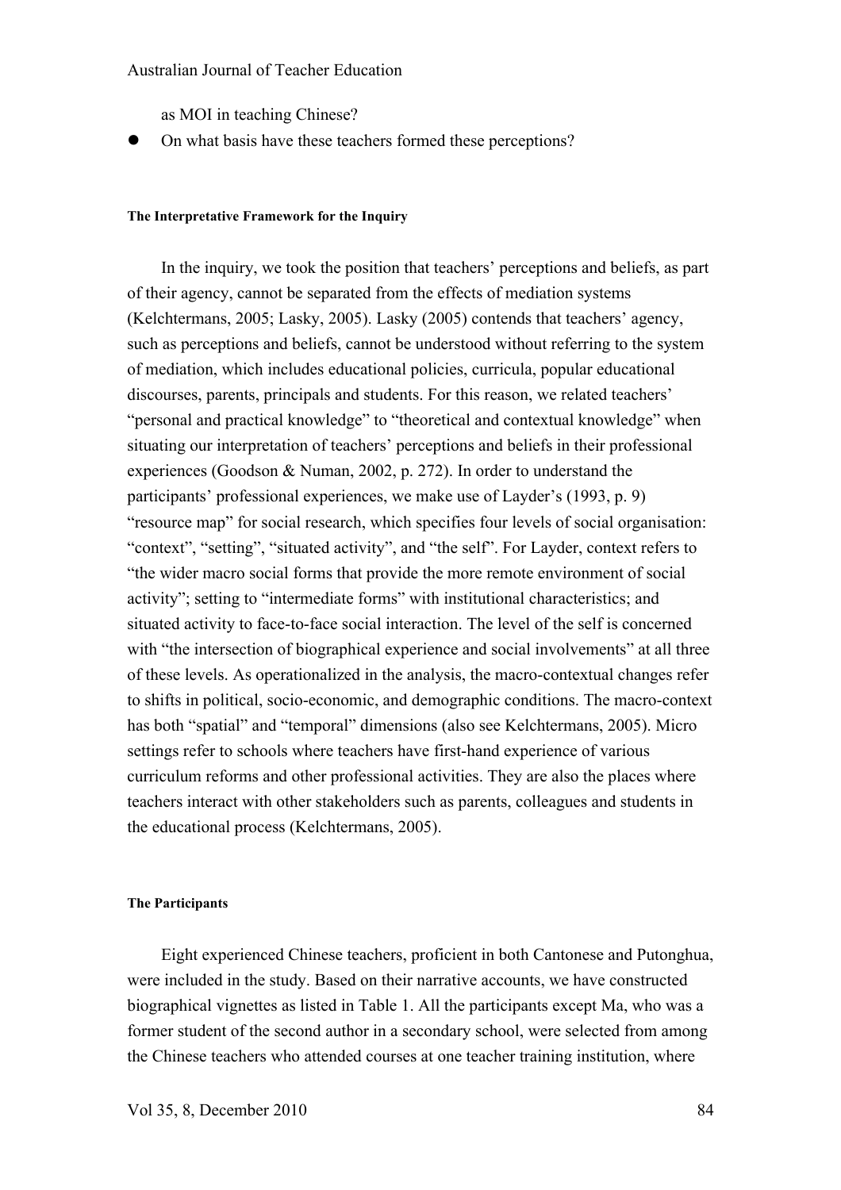as MOI in teaching Chinese?

- On what basis have these teachers formed these perceptions?

#### The Interpretative Framework for the Inquiry

In the inquiry, we took the position that teachers' perceptions and beliefs, as part of their agency, cannot be separated from the effects of mediation systems (Kelchtermans, 2005; Lasky, 2005). Lasky (2005) contends that teachers' agency, such as perceptions and beliefs, cannot be understood without referring to the system of mediation, which includes educational policies, curricula, popular educational discourses, parents, principals and students. For this reason, we related teachers' "personal and practical knowledge" to "theoretical and contextual knowledge" when situating our interpretation of teachers' perceptions and beliefs in their professional experiences (Goodson & Numan, 2002, p. 272). In order to understand the participants' professional experiences, we make use of Layder's (1993, p. 9) "resource map" for social research, which specifies four levels of social organisation: "context", "setting", "situated activity", and "the self". For Layder, context refers to "the wider macro social forms that provide the more remote environment of social activity"; setting to "intermediate forms" with institutional characteristics; and situated activity to face-to-face social interaction. The level of the self is concerned with "the intersection of biographical experience and social involvements" at all three of these levels. As operationalized in the analysis, the macro-contextual changes refer to shifts in political, socio-economic, and demographic conditions. The macro-context has both "spatial" and "temporal" dimensions (also see Kelchtermans, 2005). Micro settings refer to schools where teachers have first-hand experience of various curriculum reforms and other professional activities. They are also the places where teachers interact with other stakeholders such as parents, colleagues and students in the educational process (Kelchtermans, 2005).

#### The Participants

Eight experienced Chinese teachers, proficient in both Cantonese and Putonghua, were included in the study. Based on their narrative accounts, we have constructed biographical vignettes as listed in Table 1. All the participants except Ma, who was a former student of the second author in a secondary school, were selected from among the Chinese teachers who attended courses at one teacher training institution, where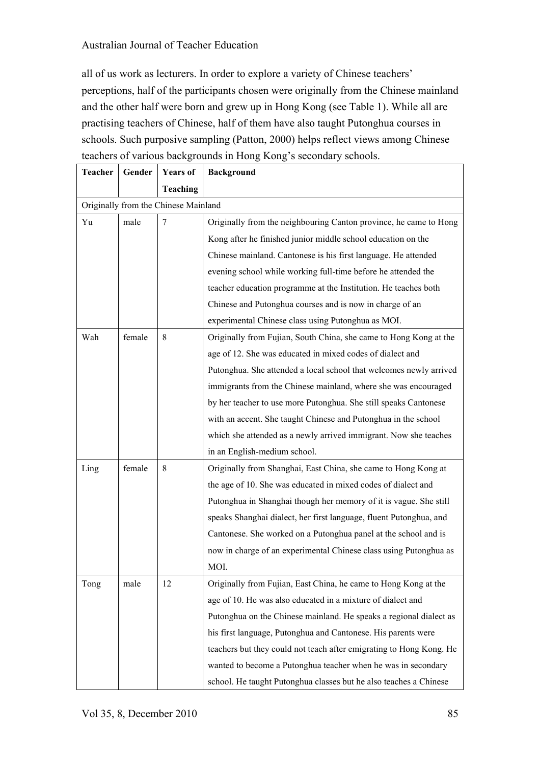all of us work as lecturers. In order to explore a variety of Chinese teachers' perceptions, half of the participants chosen were originally from the Chinese mainland and the other half were born and grew up in Hong Kong (see Table 1). While all are practising teachers of Chinese, half of them have also taught Putonghua courses in schools. Such purposive sampling (Patton, 2000) helps reflect views among Chinese teachers of various backgrounds in Hong Kong's secondary schools.

| Teacher | Gender | Years of Teaching | Background |
|---|---|---|---|
| Originally from the Chinese Mainland | | | |
| Yu | male | 7 | Originally from the neighbouring Canton province, he came to Hong Kong after he finished junior middle school education on the Chinese mainland. Cantonese is his first language. He attended evening school while working full-time before he attended the teacher education programme at the Institution. He teaches both Chinese and Putonghua courses and is now in charge of an experimental Chinese class using Putonghua as MOI. |
| Wah | female | 8 | Originally from Fujian, South China, she came to Hong Kong at the age of 12. She was educated in mixed codes of dialect and Putonghua. She attended a local school that welcomes newly arrived immigrants from the Chinese mainland, where she was encouraged by her teacher to use more Putonghua. She still speaks Cantonese with an accent. She taught Chinese and Putonghua in the school which she attended as a newly arrived immigrant. Now she teaches in an English-medium school. |
| Ling | female | 8 | Originally from Shanghai, East China, she came to Hong Kong at the age of 10. She was educated in mixed codes of dialect and Putonghua in Shanghai though her memory of it is vague. She still speaks Shanghai dialect, her first language, fluent Putonghua, and Cantonese. She worked on a Putonghua panel at the school and is now in charge of an experimental Chinese class using Putonghua as MOI. |
| Tong | male | 12 | Originally from Fujian, East China, he came to Hong Kong at the age of 10. He was also educated in a mixture of dialect and Putonghua on the Chinese mainland. He speaks a regional dialect as his first language, Putonghua and Cantonese. His parents were teachers but they could not teach after emigrating to Hong Kong. He wanted to become a Putonghua teacher when he was in secondary school. He taught Putonghua classes but he also teaches a Chinese |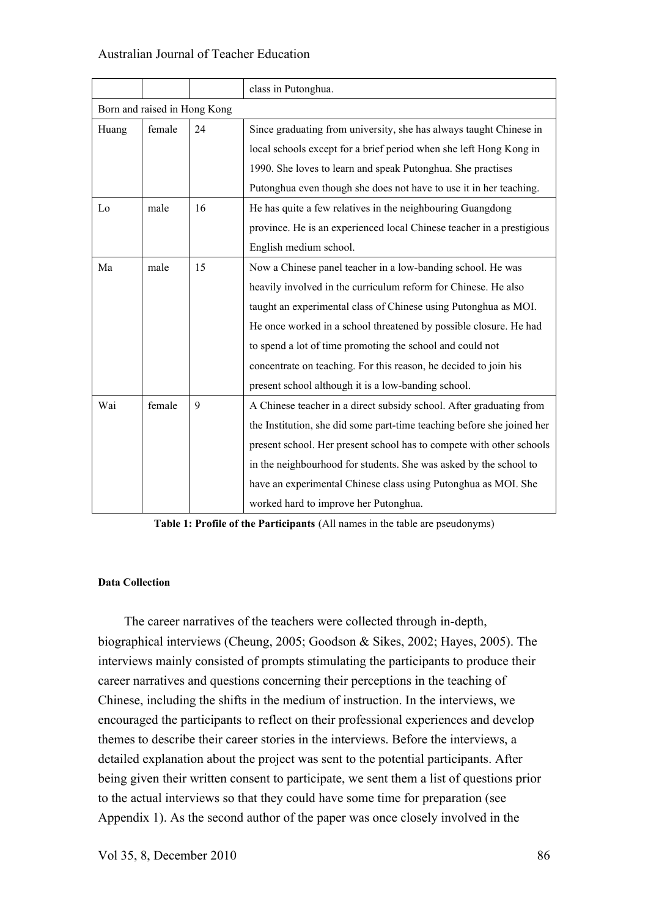| | | | class in Putonghua. |
|---|---|---|---|
| Born and raised in Hong Kong | | | |
| Huang | female | 24 | Since graduating from university, she has always taught Chinese in local schools except for a brief period when she left Hong Kong in 1990. She loves to learn and speak Putonghua. She practises Putonghua even though she does not have to use it in her teaching. |
| Lo | male | 16 | He has quite a few relatives in the neighbouring Guangdong province. He is an experienced local Chinese teacher in a prestigious English medium school. |
| Ma | male | 15 | Now a Chinese panel teacher in a low-banding school. He was heavily involved in the curriculum reform for Chinese. He also taught an experimental class of Chinese using Putonghua as MOI. He once worked in a school threatened by possible closure. He had to spend a lot of time promoting the school and could not concentrate on teaching. For this reason, he decided to join his present school although it is a low-banding school. |
| Wai | female | 9 | A Chinese teacher in a direct subsidy school. After graduating from the Institution, she did some part-time teaching before she joined her present school. Her present school has to compete with other schools in the neighbourhood for students. She was asked by the school to have an experimental Chinese class using Putonghua as MOI. She worked hard to improve her Putonghua. |

**Table 1: Profile of the Participants** (All names in the table are pseudonyms)

#### Data Collection

The career narratives of the teachers were collected through in-depth, biographical interviews (Cheung, 2005; Goodson & Sikes, 2002; Hayes, 2005). The interviews mainly consisted of prompts stimulating the participants to produce their career narratives and questions concerning their perceptions in the teaching of Chinese, including the shifts in the medium of instruction. In the interviews, we encouraged the participants to reflect on their professional experiences and develop themes to describe their career stories in the interviews. Before the interviews, a detailed explanation about the project was sent to the potential participants. After being given their written consent to participate, we sent them a list of questions prior to the actual interviews so that they could have some time for preparation (see Appendix 1). As the second author of the paper was once closely involved in the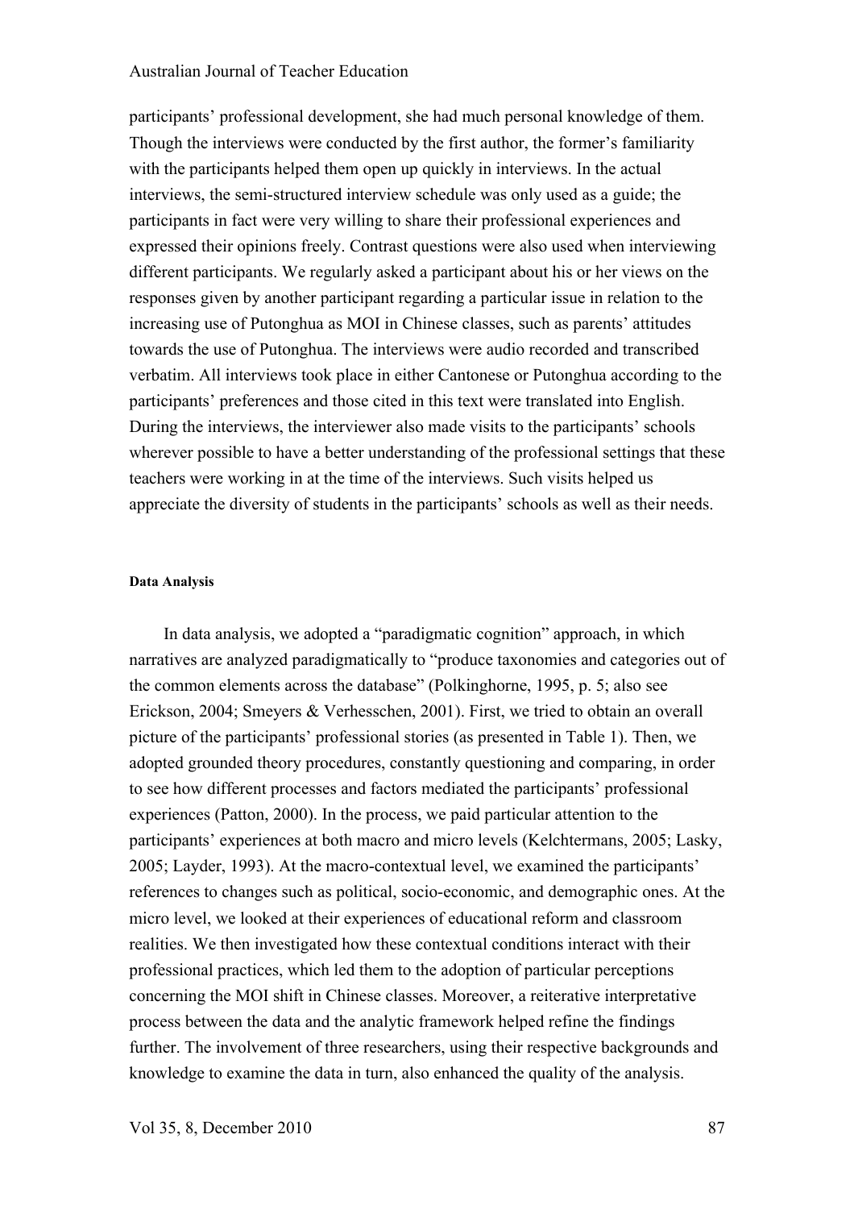participants' professional development, she had much personal knowledge of them. Though the interviews were conducted by the first author, the former's familiarity with the participants helped them open up quickly in interviews. In the actual interviews, the semi-structured interview schedule was only used as a guide; the participants in fact were very willing to share their professional experiences and expressed their opinions freely. Contrast questions were also used when interviewing different participants. We regularly asked a participant about his or her views on the responses given by another participant regarding a particular issue in relation to the increasing use of Putonghua as MOI in Chinese classes, such as parents' attitudes towards the use of Putonghua. The interviews were audio recorded and transcribed verbatim. All interviews took place in either Cantonese or Putonghua according to the participants' preferences and those cited in this text were translated into English. During the interviews, the interviewer also made visits to the participants' schools wherever possible to have a better understanding of the professional settings that these teachers were working in at the time of the interviews. Such visits helped us appreciate the diversity of students in the participants' schools as well as their needs.

#### Data Analysis

In data analysis, we adopted a "paradigmatic cognition" approach, in which narratives are analyzed paradigmatically to "produce taxonomies and categories out of the common elements across the database" (Polkinghorne, 1995, p. 5; also see Erickson, 2004; Smeyers & Verhesschen, 2001). First, we tried to obtain an overall picture of the participants' professional stories (as presented in Table 1). Then, we adopted grounded theory procedures, constantly questioning and comparing, in order to see how different processes and factors mediated the participants' professional experiences (Patton, 2000). In the process, we paid particular attention to the participants' experiences at both macro and micro levels (Kelchtermans, 2005; Lasky, 2005; Layder, 1993). At the macro-contextual level, we examined the participants' references to changes such as political, socio-economic, and demographic ones. At the micro level, we looked at their experiences of educational reform and classroom realities. We then investigated how these contextual conditions interact with their professional practices, which led them to the adoption of particular perceptions concerning the MOI shift in Chinese classes. Moreover, a reiterative interpretative process between the data and the analytic framework helped refine the findings further. The involvement of three researchers, using their respective backgrounds and knowledge to examine the data in turn, also enhanced the quality of the analysis.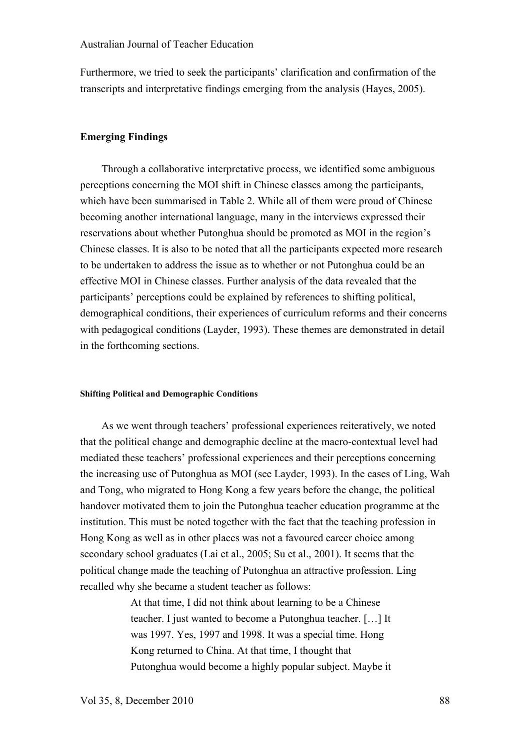Furthermore, we tried to seek the participants' clarification and confirmation of the transcripts and interpretative findings emerging from the analysis (Hayes, 2005).

## Emerging Findings

Through a collaborative interpretative process, we identified some ambiguous perceptions concerning the MOI shift in Chinese classes among the participants, which have been summarised in Table 2. While all of them were proud of Chinese becoming another international language, many in the interviews expressed their reservations about whether Putonghua should be promoted as MOI in the region's Chinese classes. It is also to be noted that all the participants expected more research to be undertaken to address the issue as to whether or not Putonghua could be an effective MOI in Chinese classes. Further analysis of the data revealed that the participants' perceptions could be explained by references to shifting political, demographical conditions, their experiences of curriculum reforms and their concerns with pedagogical conditions (Layder, 1993). These themes are demonstrated in detail in the forthcoming sections.

### Shifting Political and Demographic Conditions

As we went through teachers' professional experiences reiteratively, we noted that the political change and demographic decline at the macro-contextual level had mediated these teachers' professional experiences and their perceptions concerning the increasing use of Putonghua as MOI (see Layder, 1993). In the cases of Ling, Wah and Tong, who migrated to Hong Kong a few years before the change, the political handover motivated them to join the Putonghua teacher education programme at the institution. This must be noted together with the fact that the teaching profession in Hong Kong as well as in other places was not a favoured career choice among secondary school graduates (Lai et al., 2005; Su et al., 2001). It seems that the political change made the teaching of Putonghua an attractive profession. Ling recalled why she became a student teacher as follows:

> At that time, I did not think about learning to be a Chinese teacher. I just wanted to become a Putonghua teacher. […] It was 1997. Yes, 1997 and 1998. It was a special time. Hong Kong returned to China. At that time, I thought that Putonghua would become a highly popular subject. Maybe it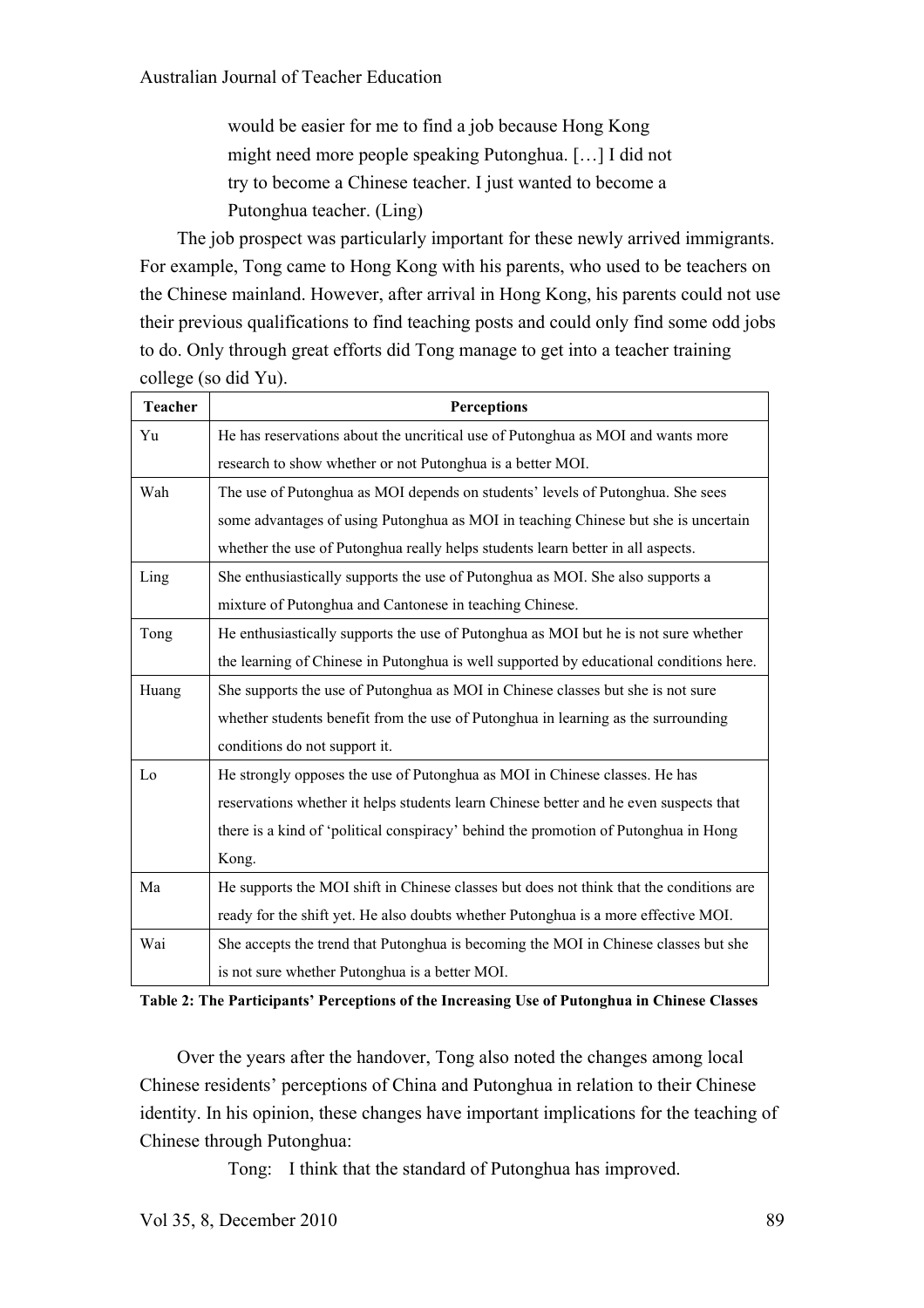would be easier for me to find a job because Hong Kong might need more people speaking Putonghua. […] I did not try to become a Chinese teacher. I just wanted to become a Putonghua teacher. (Ling)

The job prospect was particularly important for these newly arrived immigrants. For example, Tong came to Hong Kong with his parents, who used to be teachers on the Chinese mainland. However, after arrival in Hong Kong, his parents could not use their previous qualifications to find teaching posts and could only find some odd jobs to do. Only through great efforts did Tong manage to get into a teacher training college (so did Yu).

| Teacher | Perceptions |
|---|---|
| Yu | He has reservations about the uncritical use of Putonghua as MOI and wants more research to show whether or not Putonghua is a better MOI. |
| Wah | The use of Putonghua as MOI depends on students' levels of Putonghua. She sees some advantages of using Putonghua as MOI in teaching Chinese but she is uncertain whether the use of Putonghua really helps students learn better in all aspects. |
| Ling | She enthusiastically supports the use of Putonghua as MOI. She also supports a mixture of Putonghua and Cantonese in teaching Chinese. |
| Tong | He enthusiastically supports the use of Putonghua as MOI but he is not sure whether the learning of Chinese in Putonghua is well supported by educational conditions here. |
| Huang | She supports the use of Putonghua as MOI in Chinese classes but she is not sure whether students benefit from the use of Putonghua in learning as the surrounding conditions do not support it. |
| Lo | He strongly opposes the use of Putonghua as MOI in Chinese classes. He has reservations whether it helps students learn Chinese better and he even suspects that there is a kind of 'political conspiracy' behind the promotion of Putonghua in Hong Kong. |
| Ma | He supports the MOI shift in Chinese classes but does not think that the conditions are ready for the shift yet. He also doubts whether Putonghua is a more effective MOI. |
| Wai | She accepts the trend that Putonghua is becoming the MOI in Chinese classes but she is not sure whether Putonghua is a better MOI. |

**Table 2: The Participants' Perceptions of the Increasing Use of Putonghua in Chinese Classes**

Over the years after the handover, Tong also noted the changes among local Chinese residents' perceptions of China and Putonghua in relation to their Chinese identity. In his opinion, these changes have important implications for the teaching of Chinese through Putonghua:

Tong: I think that the standard of Putonghua has improved.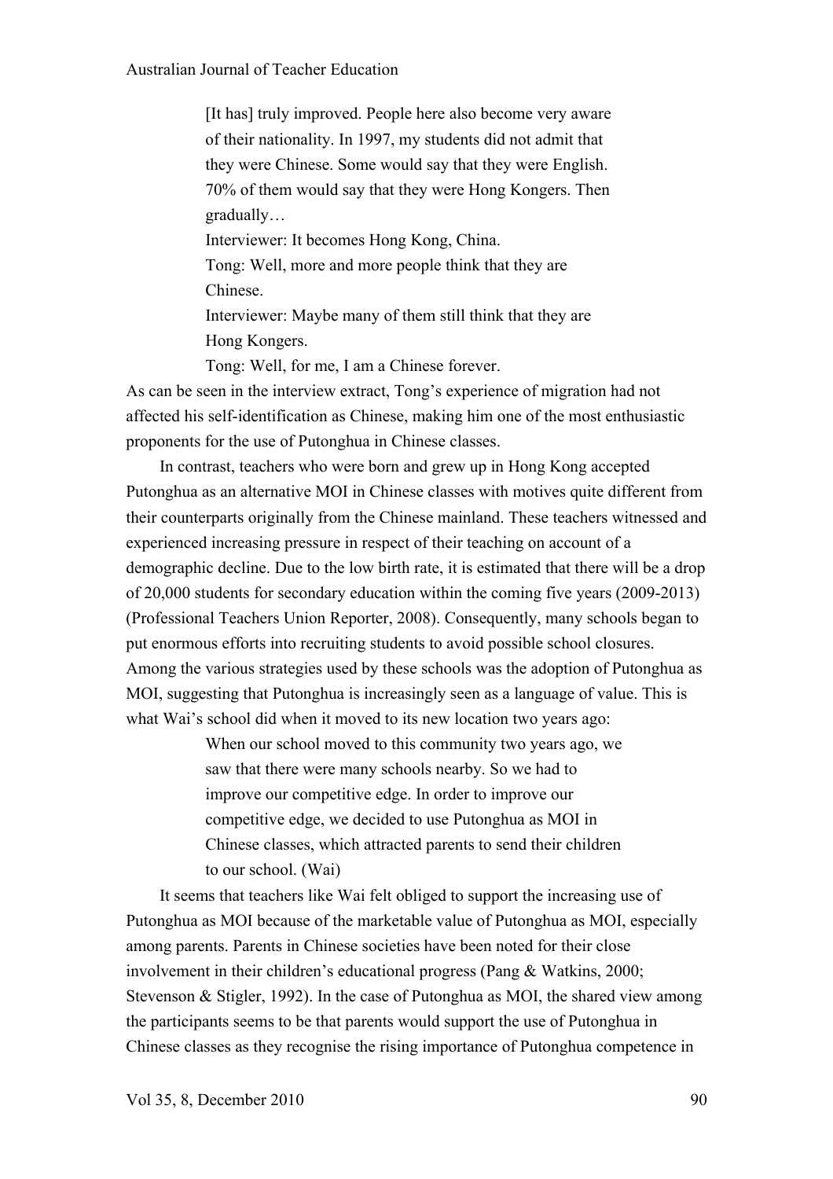> [It has] truly improved. People here also become very aware of their nationality. In 1997, my students did not admit that they were Chinese. Some would say that they were English. 70% of them would say that they were Hong Kongers. Then gradually…
>
> Interviewer: It becomes Hong Kong, China.
>
> Tong: Well, more and more people think that they are Chinese.
>
> Interviewer: Maybe many of them still think that they are Hong Kongers.
>
> Tong: Well, for me, I am a Chinese forever.

As can be seen in the interview extract, Tong's experience of migration had not affected his self-identification as Chinese, making him one of the most enthusiastic proponents for the use of Putonghua in Chinese classes.

In contrast, teachers who were born and grew up in Hong Kong accepted Putonghua as an alternative MOI in Chinese classes with motives quite different from their counterparts originally from the Chinese mainland. These teachers witnessed and experienced increasing pressure in respect of their teaching on account of a demographic decline. Due to the low birth rate, it is estimated that there will be a drop of 20,000 students for secondary education within the coming five years (2009-2013) (Professional Teachers Union Reporter, 2008). Consequently, many schools began to put enormous efforts into recruiting students to avoid possible school closures. Among the various strategies used by these schools was the adoption of Putonghua as MOI, suggesting that Putonghua is increasingly seen as a language of value. This is what Wai's school did when it moved to its new location two years ago:

> When our school moved to this community two years ago, we saw that there were many schools nearby. So we had to improve our competitive edge. In order to improve our competitive edge, we decided to use Putonghua as MOI in Chinese classes, which attracted parents to send their children to our school. (Wai)

It seems that teachers like Wai felt obliged to support the increasing use of Putonghua as MOI because of the marketable value of Putonghua as MOI, especially among parents. Parents in Chinese societies have been noted for their close involvement in their children's educational progress (Pang & Watkins, 2000; Stevenson & Stigler, 1992). In the case of Putonghua as MOI, the shared view among the participants seems to be that parents would support the use of Putonghua in Chinese classes as they recognise the rising importance of Putonghua competence in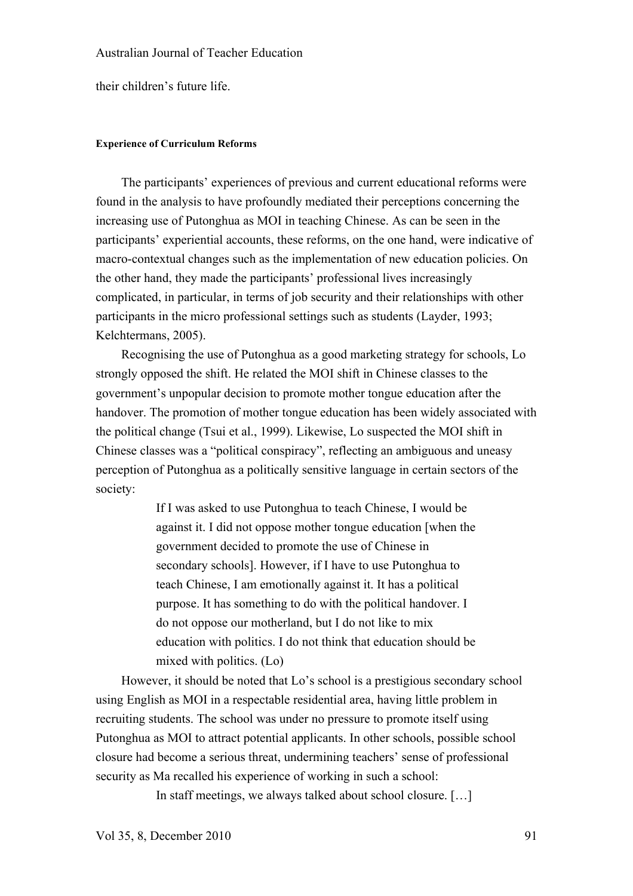their children's future life.

#### Experience of Curriculum Reforms

The participants' experiences of previous and current educational reforms were found in the analysis to have profoundly mediated their perceptions concerning the increasing use of Putonghua as MOI in teaching Chinese. As can be seen in the participants' experiential accounts, these reforms, on the one hand, were indicative of macro-contextual changes such as the implementation of new education policies. On the other hand, they made the participants' professional lives increasingly complicated, in particular, in terms of job security and their relationships with other participants in the micro professional settings such as students (Layder, 1993; Kelchtermans, 2005).

Recognising the use of Putonghua as a good marketing strategy for schools, Lo strongly opposed the shift. He related the MOI shift in Chinese classes to the government's unpopular decision to promote mother tongue education after the handover. The promotion of mother tongue education has been widely associated with the political change (Tsui et al., 1999). Likewise, Lo suspected the MOI shift in Chinese classes was a "political conspiracy", reflecting an ambiguous and uneasy perception of Putonghua as a politically sensitive language in certain sectors of the society:

> If I was asked to use Putonghua to teach Chinese, I would be against it. I did not oppose mother tongue education [when the government decided to promote the use of Chinese in secondary schools]. However, if I have to use Putonghua to teach Chinese, I am emotionally against it. It has a political purpose. It has something to do with the political handover. I do not oppose our motherland, but I do not like to mix education with politics. I do not think that education should be mixed with politics. (Lo)

However, it should be noted that Lo's school is a prestigious secondary school using English as MOI in a respectable residential area, having little problem in recruiting students. The school was under no pressure to promote itself using Putonghua as MOI to attract potential applicants. In other schools, possible school closure had become a serious threat, undermining teachers' sense of professional security as Ma recalled his experience of working in such a school:

> In staff meetings, we always talked about school closure. […]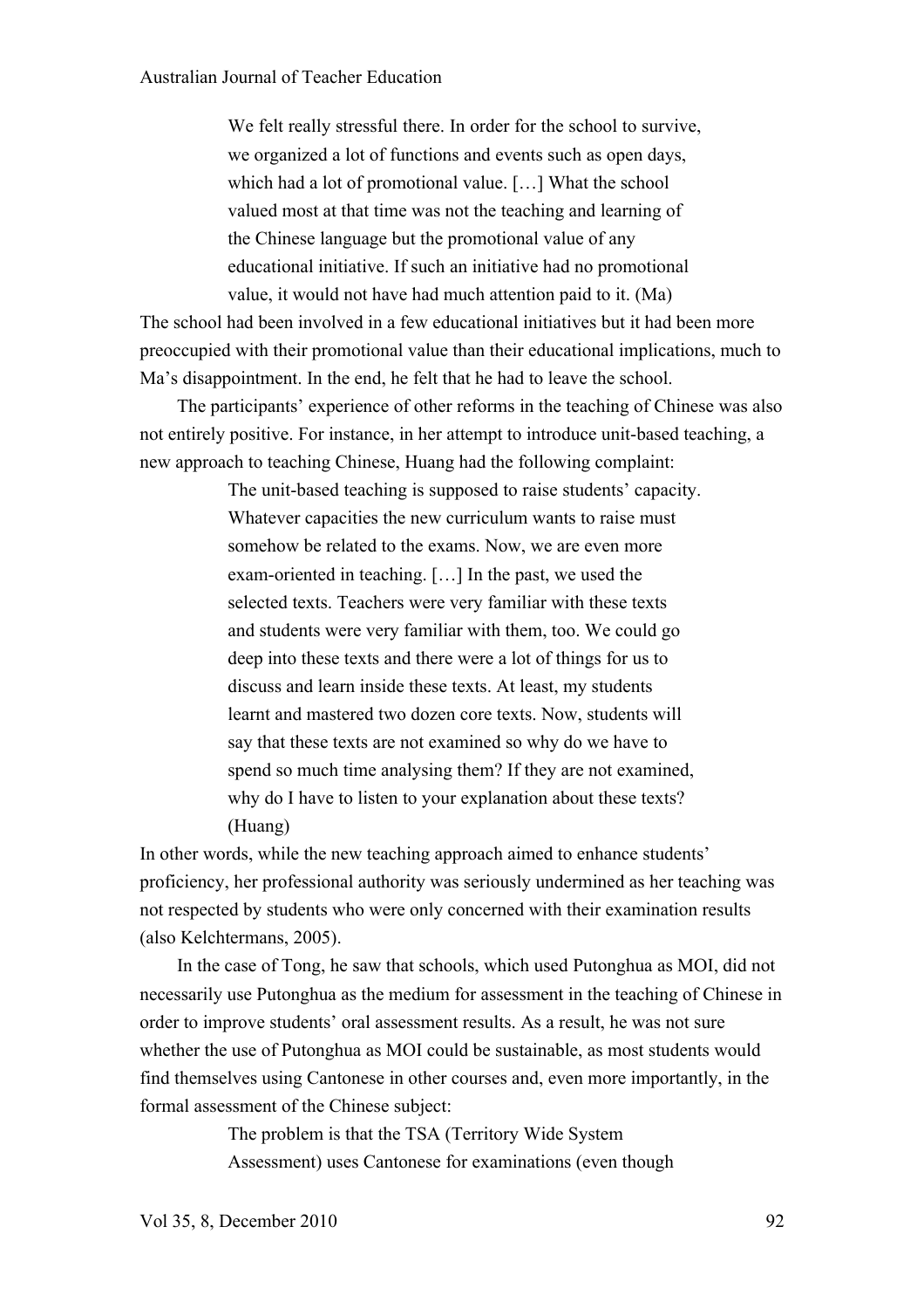> We felt really stressful there. In order for the school to survive, we organized a lot of functions and events such as open days, which had a lot of promotional value. […] What the school valued most at that time was not the teaching and learning of the Chinese language but the promotional value of any educational initiative. If such an initiative had no promotional value, it would not have had much attention paid to it. (Ma)

The school had been involved in a few educational initiatives but it had been more preoccupied with their promotional value than their educational implications, much to Ma's disappointment. In the end, he felt that he had to leave the school.

The participants' experience of other reforms in the teaching of Chinese was also not entirely positive. For instance, in her attempt to introduce unit-based teaching, a new approach to teaching Chinese, Huang had the following complaint:

> The unit-based teaching is supposed to raise students' capacity. Whatever capacities the new curriculum wants to raise must somehow be related to the exams. Now, we are even more exam-oriented in teaching. […] In the past, we used the selected texts. Teachers were very familiar with these texts and students were very familiar with them, too. We could go deep into these texts and there were a lot of things for us to discuss and learn inside these texts. At least, my students learnt and mastered two dozen core texts. Now, students will say that these texts are not examined so why do we have to spend so much time analysing them? If they are not examined, why do I have to listen to your explanation about these texts? (Huang)

In other words, while the new teaching approach aimed to enhance students' proficiency, her professional authority was seriously undermined as her teaching was not respected by students who were only concerned with their examination results (also Kelchtermans, 2005).

In the case of Tong, he saw that schools, which used Putonghua as MOI, did not necessarily use Putonghua as the medium for assessment in the teaching of Chinese in order to improve students' oral assessment results. As a result, he was not sure whether the use of Putonghua as MOI could be sustainable, as most students would find themselves using Cantonese in other courses and, even more importantly, in the formal assessment of the Chinese subject:

> The problem is that the TSA (Territory Wide System Assessment) uses Cantonese for examinations (even though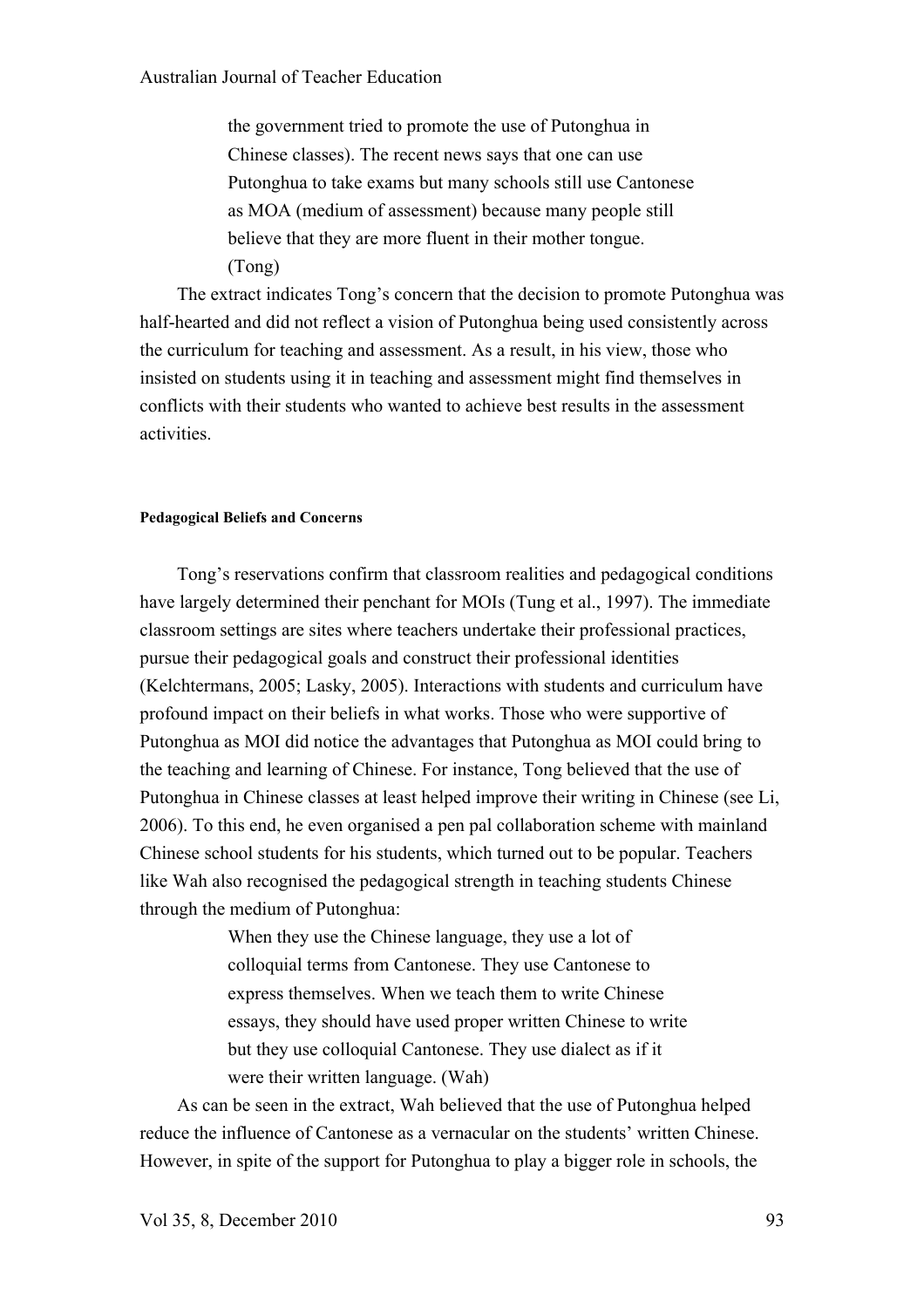> the government tried to promote the use of Putonghua in Chinese classes). The recent news says that one can use Putonghua to take exams but many schools still use Cantonese as MOA (medium of assessment) because many people still believe that they are more fluent in their mother tongue. (Tong)

The extract indicates Tong's concern that the decision to promote Putonghua was half-hearted and did not reflect a vision of Putonghua being used consistently across the curriculum for teaching and assessment. As a result, in his view, those who insisted on students using it in teaching and assessment might find themselves in conflicts with their students who wanted to achieve best results in the assessment activities.

#### Pedagogical Beliefs and Concerns

Tong's reservations confirm that classroom realities and pedagogical conditions have largely determined their penchant for MOIs (Tung et al., 1997). The immediate classroom settings are sites where teachers undertake their professional practices, pursue their pedagogical goals and construct their professional identities (Kelchtermans, 2005; Lasky, 2005). Interactions with students and curriculum have profound impact on their beliefs in what works. Those who were supportive of Putonghua as MOI did notice the advantages that Putonghua as MOI could bring to the teaching and learning of Chinese. For instance, Tong believed that the use of Putonghua in Chinese classes at least helped improve their writing in Chinese (see Li, 2006). To this end, he even organised a pen pal collaboration scheme with mainland Chinese school students for his students, which turned out to be popular. Teachers like Wah also recognised the pedagogical strength in teaching students Chinese through the medium of Putonghua:

> When they use the Chinese language, they use a lot of colloquial terms from Cantonese. They use Cantonese to express themselves. When we teach them to write Chinese essays, they should have used proper written Chinese to write but they use colloquial Cantonese. They use dialect as if it were their written language. (Wah)

As can be seen in the extract, Wah believed that the use of Putonghua helped reduce the influence of Cantonese as a vernacular on the students' written Chinese. However, in spite of the support for Putonghua to play a bigger role in schools, the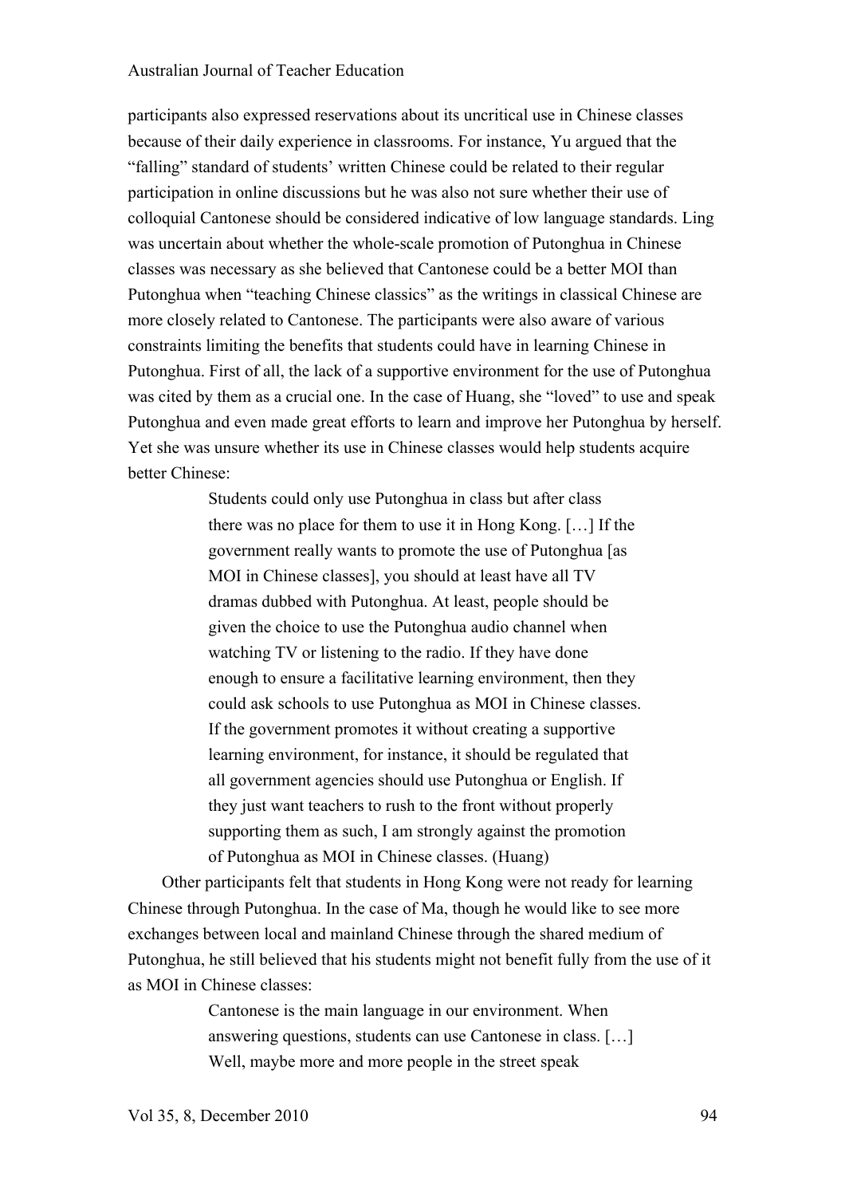participants also expressed reservations about its uncritical use in Chinese classes because of their daily experience in classrooms. For instance, Yu argued that the "falling" standard of students' written Chinese could be related to their regular participation in online discussions but he was also not sure whether their use of colloquial Cantonese should be considered indicative of low language standards. Ling was uncertain about whether the whole-scale promotion of Putonghua in Chinese classes was necessary as she believed that Cantonese could be a better MOI than Putonghua when "teaching Chinese classics" as the writings in classical Chinese are more closely related to Cantonese. The participants were also aware of various constraints limiting the benefits that students could have in learning Chinese in Putonghua. First of all, the lack of a supportive environment for the use of Putonghua was cited by them as a crucial one. In the case of Huang, she "loved" to use and speak Putonghua and even made great efforts to learn and improve her Putonghua by herself. Yet she was unsure whether its use in Chinese classes would help students acquire better Chinese:

> Students could only use Putonghua in class but after class there was no place for them to use it in Hong Kong. […] If the government really wants to promote the use of Putonghua [as MOI in Chinese classes], you should at least have all TV dramas dubbed with Putonghua. At least, people should be given the choice to use the Putonghua audio channel when watching TV or listening to the radio. If they have done enough to ensure a facilitative learning environment, then they could ask schools to use Putonghua as MOI in Chinese classes. If the government promotes it without creating a supportive learning environment, for instance, it should be regulated that all government agencies should use Putonghua or English. If they just want teachers to rush to the front without properly supporting them as such, I am strongly against the promotion of Putonghua as MOI in Chinese classes. (Huang)

Other participants felt that students in Hong Kong were not ready for learning Chinese through Putonghua. In the case of Ma, though he would like to see more exchanges between local and mainland Chinese through the shared medium of Putonghua, he still believed that his students might not benefit fully from the use of it as MOI in Chinese classes:

> Cantonese is the main language in our environment. When answering questions, students can use Cantonese in class. […] Well, maybe more and more people in the street speak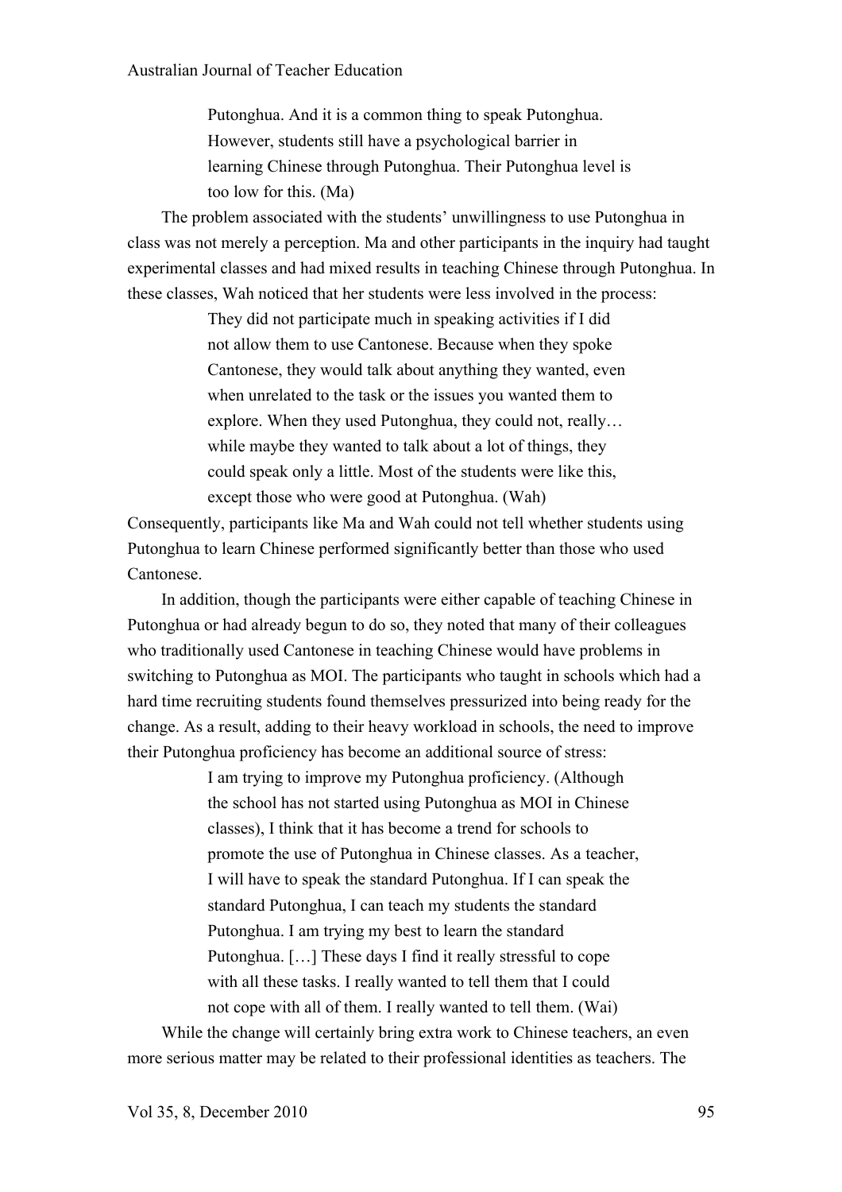> Putonghua. And it is a common thing to speak Putonghua. However, students still have a psychological barrier in learning Chinese through Putonghua. Their Putonghua level is too low for this. (Ma)

The problem associated with the students' unwillingness to use Putonghua in class was not merely a perception. Ma and other participants in the inquiry had taught experimental classes and had mixed results in teaching Chinese through Putonghua. In these classes, Wah noticed that her students were less involved in the process:

> They did not participate much in speaking activities if I did not allow them to use Cantonese. Because when they spoke Cantonese, they would talk about anything they wanted, even when unrelated to the task or the issues you wanted them to explore. When they used Putonghua, they could not, really… while maybe they wanted to talk about a lot of things, they could speak only a little. Most of the students were like this, except those who were good at Putonghua. (Wah)

Consequently, participants like Ma and Wah could not tell whether students using Putonghua to learn Chinese performed significantly better than those who used Cantonese.

In addition, though the participants were either capable of teaching Chinese in Putonghua or had already begun to do so, they noted that many of their colleagues who traditionally used Cantonese in teaching Chinese would have problems in switching to Putonghua as MOI. The participants who taught in schools which had a hard time recruiting students found themselves pressurized into being ready for the change. As a result, adding to their heavy workload in schools, the need to improve their Putonghua proficiency has become an additional source of stress:

> I am trying to improve my Putonghua proficiency. (Although the school has not started using Putonghua as MOI in Chinese classes), I think that it has become a trend for schools to promote the use of Putonghua in Chinese classes. As a teacher, I will have to speak the standard Putonghua. If I can speak the standard Putonghua, I can teach my students the standard Putonghua. I am trying my best to learn the standard Putonghua. […] These days I find it really stressful to cope with all these tasks. I really wanted to tell them that I could not cope with all of them. I really wanted to tell them. (Wai)

While the change will certainly bring extra work to Chinese teachers, an even more serious matter may be related to their professional identities as teachers. The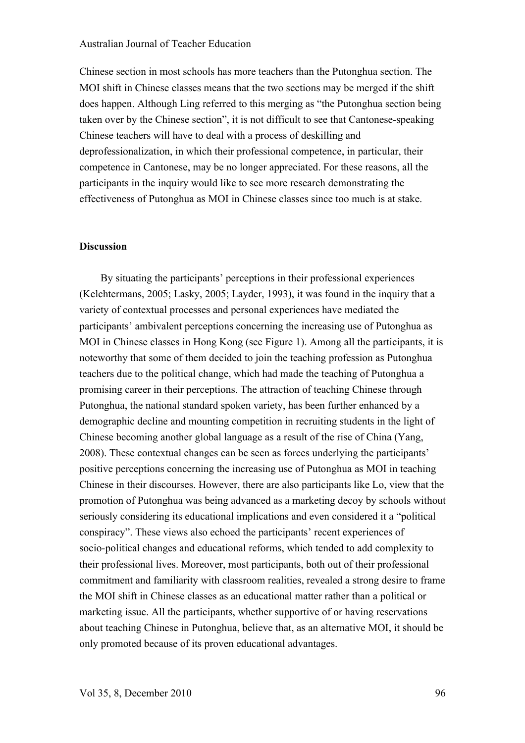Chinese section in most schools has more teachers than the Putonghua section. The MOI shift in Chinese classes means that the two sections may be merged if the shift does happen. Although Ling referred to this merging as "the Putonghua section being taken over by the Chinese section", it is not difficult to see that Cantonese-speaking Chinese teachers will have to deal with a process of deskilling and deprofessionalization, in which their professional competence, in particular, their competence in Cantonese, may be no longer appreciated. For these reasons, all the participants in the inquiry would like to see more research demonstrating the effectiveness of Putonghua as MOI in Chinese classes since too much is at stake.

**Discussion**

By situating the participants' perceptions in their professional experiences (Kelchtermans, 2005; Lasky, 2005; Layder, 1993), it was found in the inquiry that a variety of contextual processes and personal experiences have mediated the participants' ambivalent perceptions concerning the increasing use of Putonghua as MOI in Chinese classes in Hong Kong (see Figure 1). Among all the participants, it is noteworthy that some of them decided to join the teaching profession as Putonghua teachers due to the political change, which had made the teaching of Putonghua a promising career in their perceptions. The attraction of teaching Chinese through Putonghua, the national standard spoken variety, has been further enhanced by a demographic decline and mounting competition in recruiting students in the light of Chinese becoming another global language as a result of the rise of China (Yang, 2008). These contextual changes can be seen as forces underlying the participants' positive perceptions concerning the increasing use of Putonghua as MOI in teaching Chinese in their discourses. However, there are also participants like Lo, view that the promotion of Putonghua was being advanced as a marketing decoy by schools without seriously considering its educational implications and even considered it a "political conspiracy". These views also echoed the participants' recent experiences of socio-political changes and educational reforms, which tended to add complexity to their professional lives. Moreover, most participants, both out of their professional commitment and familiarity with classroom realities, revealed a strong desire to frame the MOI shift in Chinese classes as an educational matter rather than a political or marketing issue. All the participants, whether supportive of or having reservations about teaching Chinese in Putonghua, believe that, as an alternative MOI, it should be only promoted because of its proven educational advantages.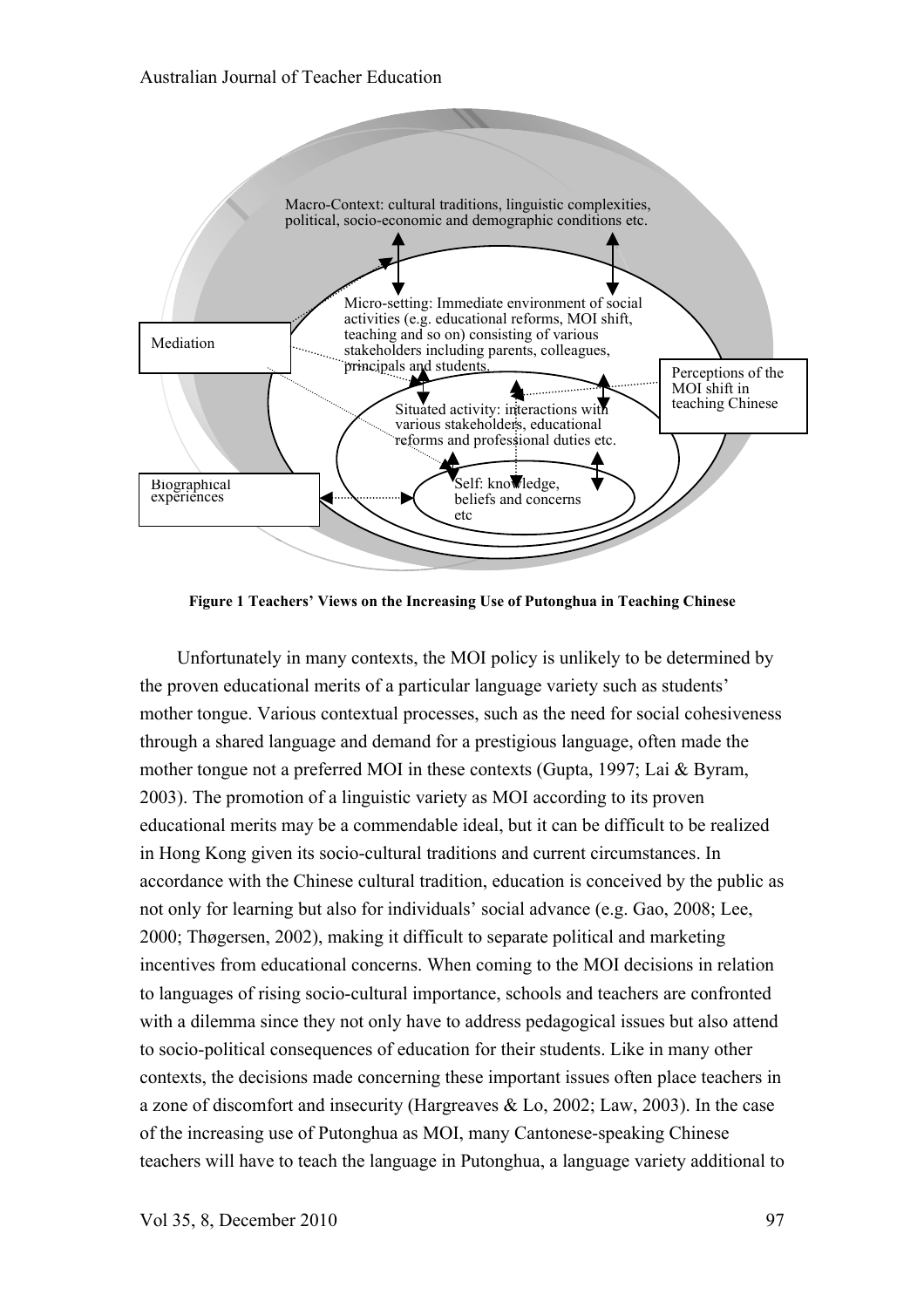Macro-Context: cultural traditions, linguistic complexities, political, socio-economic and demographic conditions etc.

Micro-setting: Immediate environment of social activities (e.g. educational reforms, MOI shift, teaching and so on) consisting of various stakeholders including parents, colleagues, principals and students.

Mediation

Perceptions of the MOI shift in teaching Chinese

Situated activity: interactions with various stakeholders, educational reforms and professional duties etc.

Biographical experiences

Self: knowledge, beliefs and concerns etc

**Figure 1 Teachers' Views on the Increasing Use of Putonghua in Teaching Chinese**

Unfortunately in many contexts, the MOI policy is unlikely to be determined by the proven educational merits of a particular language variety such as students' mother tongue. Various contextual processes, such as the need for social cohesiveness through a shared language and demand for a prestigious language, often made the mother tongue not a preferred MOI in these contexts (Gupta, 1997; Lai & Byram, 2003). The promotion of a linguistic variety as MOI according to its proven educational merits may be a commendable ideal, but it can be difficult to be realized in Hong Kong given its socio-cultural traditions and current circumstances. In accordance with the Chinese cultural tradition, education is conceived by the public as not only for learning but also for individuals' social advance (e.g. Gao, 2008; Lee, 2000; Thøgersen, 2002), making it difficult to separate political and marketing incentives from educational concerns. When coming to the MOI decisions in relation to languages of rising socio-cultural importance, schools and teachers are confronted with a dilemma since they not only have to address pedagogical issues but also attend to socio-political consequences of education for their students. Like in many other contexts, the decisions made concerning these important issues often place teachers in a zone of discomfort and insecurity (Hargreaves & Lo, 2002; Law, 2003). In the case of the increasing use of Putonghua as MOI, many Cantonese-speaking Chinese teachers will have to teach the language in Putonghua, a language variety additional to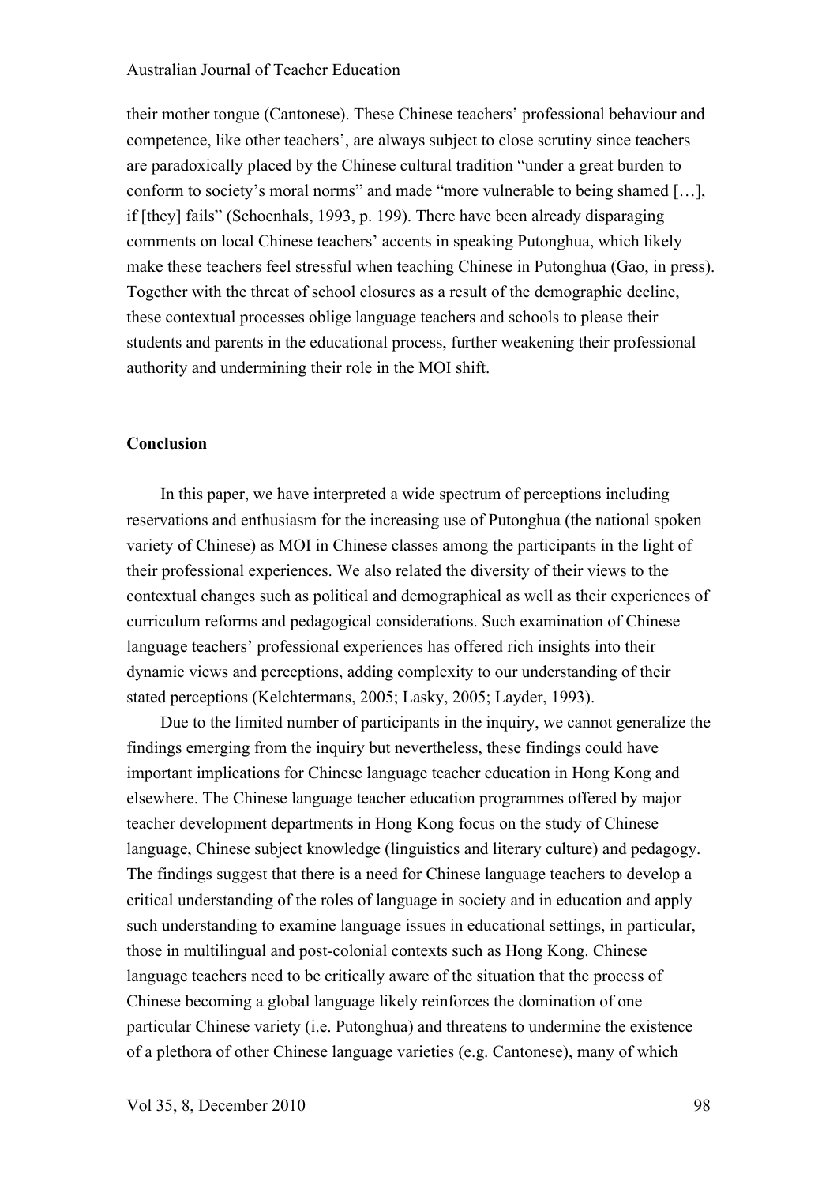their mother tongue (Cantonese). These Chinese teachers' professional behaviour and competence, like other teachers', are always subject to close scrutiny since teachers are paradoxically placed by the Chinese cultural tradition "under a great burden to conform to society's moral norms" and made "more vulnerable to being shamed […], if [they] fails" (Schoenhals, 1993, p. 199). There have been already disparaging comments on local Chinese teachers' accents in speaking Putonghua, which likely make these teachers feel stressful when teaching Chinese in Putonghua (Gao, in press). Together with the threat of school closures as a result of the demographic decline, these contextual processes oblige language teachers and schools to please their students and parents in the educational process, further weakening their professional authority and undermining their role in the MOI shift.

## Conclusion

In this paper, we have interpreted a wide spectrum of perceptions including reservations and enthusiasm for the increasing use of Putonghua (the national spoken variety of Chinese) as MOI in Chinese classes among the participants in the light of their professional experiences. We also related the diversity of their views to the contextual changes such as political and demographical as well as their experiences of curriculum reforms and pedagogical considerations. Such examination of Chinese language teachers' professional experiences has offered rich insights into their dynamic views and perceptions, adding complexity to our understanding of their stated perceptions (Kelchtermans, 2005; Lasky, 2005; Layder, 1993).

Due to the limited number of participants in the inquiry, we cannot generalize the findings emerging from the inquiry but nevertheless, these findings could have important implications for Chinese language teacher education in Hong Kong and elsewhere. The Chinese language teacher education programmes offered by major teacher development departments in Hong Kong focus on the study of Chinese language, Chinese subject knowledge (linguistics and literary culture) and pedagogy. The findings suggest that there is a need for Chinese language teachers to develop a critical understanding of the roles of language in society and in education and apply such understanding to examine language issues in educational settings, in particular, those in multilingual and post-colonial contexts such as Hong Kong. Chinese language teachers need to be critically aware of the situation that the process of Chinese becoming a global language likely reinforces the domination of one particular Chinese variety (i.e. Putonghua) and threatens to undermine the existence of a plethora of other Chinese language varieties (e.g. Cantonese), many of which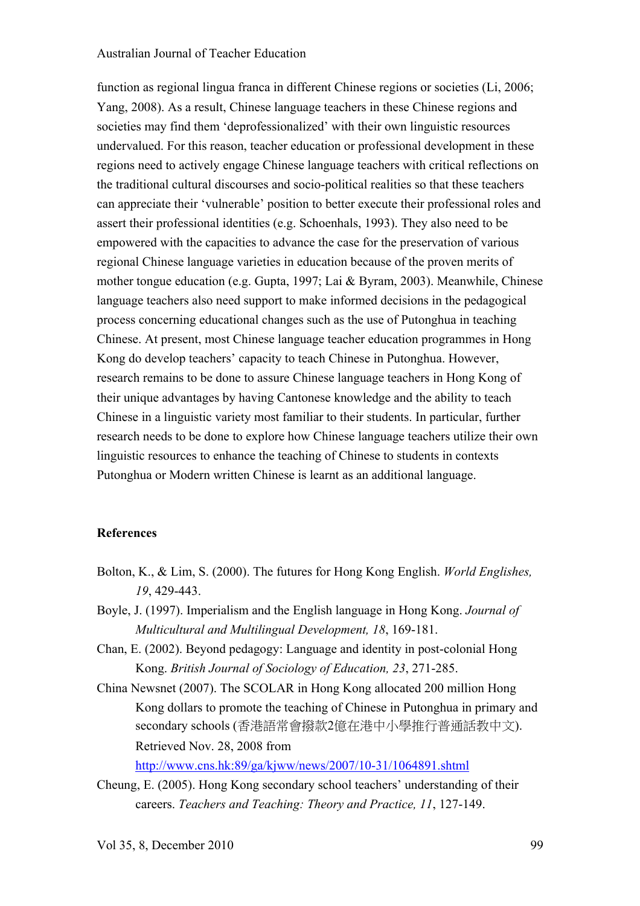function as regional lingua franca in different Chinese regions or societies (Li, 2006; Yang, 2008). As a result, Chinese language teachers in these Chinese regions and societies may find them 'deprofessionalized' with their own linguistic resources undervalued. For this reason, teacher education or professional development in these regions need to actively engage Chinese language teachers with critical reflections on the traditional cultural discourses and socio-political realities so that these teachers can appreciate their 'vulnerable' position to better execute their professional roles and assert their professional identities (e.g. Schoenhals, 1993). They also need to be empowered with the capacities to advance the case for the preservation of various regional Chinese language varieties in education because of the proven merits of mother tongue education (e.g. Gupta, 1997; Lai & Byram, 2003). Meanwhile, Chinese language teachers also need support to make informed decisions in the pedagogical process concerning educational changes such as the use of Putonghua in teaching Chinese. At present, most Chinese language teacher education programmes in Hong Kong do develop teachers' capacity to teach Chinese in Putonghua. However, research remains to be done to assure Chinese language teachers in Hong Kong of their unique advantages by having Cantonese knowledge and the ability to teach Chinese in a linguistic variety most familiar to their students. In particular, further research needs to be done to explore how Chinese language teachers utilize their own linguistic resources to enhance the teaching of Chinese to students in contexts Putonghua or Modern written Chinese is learnt as an additional language.

## References

Bolton, K., & Lim, S. (2000). The futures for Hong Kong English. *World Englishes, 19*, 429-443.

Boyle, J. (1997). Imperialism and the English language in Hong Kong. *Journal of Multicultural and Multilingual Development, 18*, 169-181.

Chan, E. (2002). Beyond pedagogy: Language and identity in post-colonial Hong Kong. *British Journal of Sociology of Education, 23*, 271-285.

China Newsnet (2007). The SCOLAR in Hong Kong allocated 200 million Hong Kong dollars to promote the teaching of Chinese in Putonghua in primary and secondary schools (香港語常會撥款2億在港中小學推行普通話教中文). Retrieved Nov. 28, 2008 from http://www.cns.hk:89/ga/kjww/news/2007/10-31/1064891.shtml

Cheung, E. (2005). Hong Kong secondary school teachers' understanding of their careers. *Teachers and Teaching: Theory and Practice, 11*, 127-149.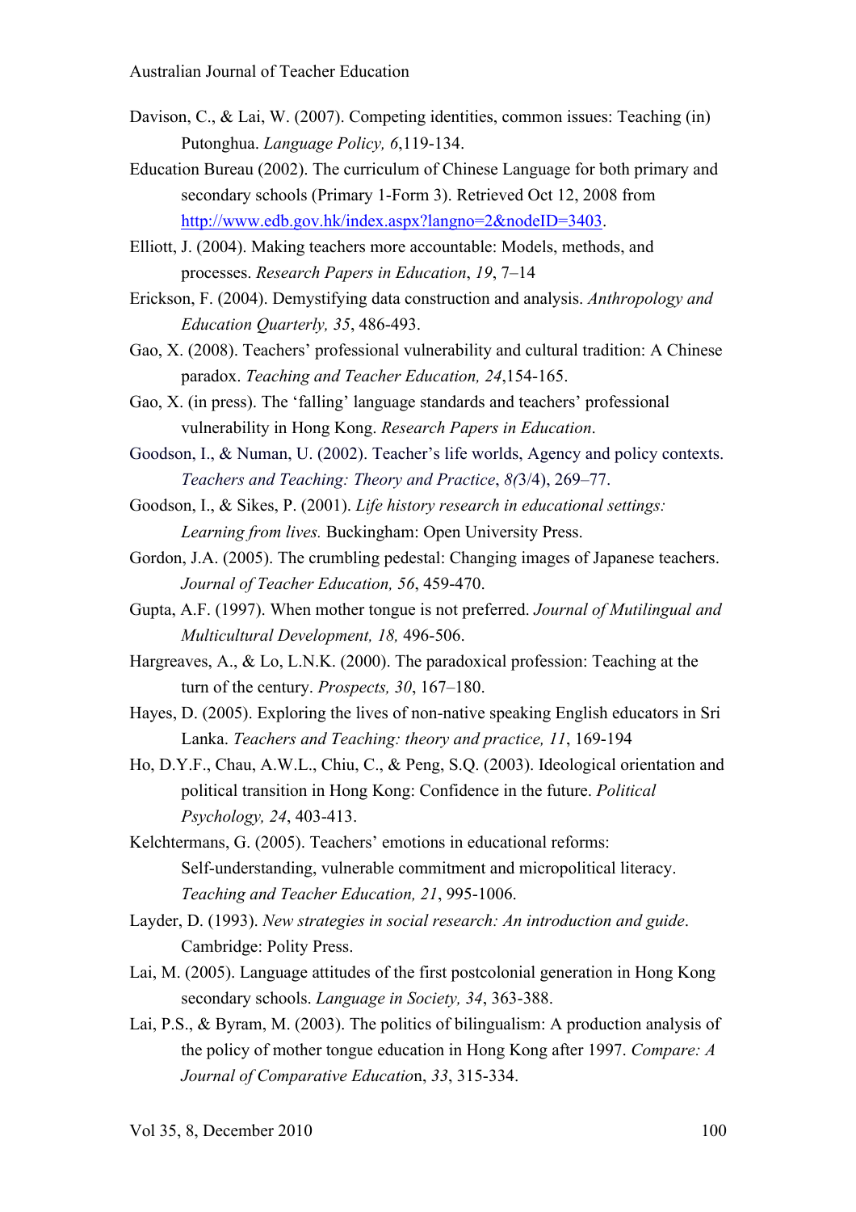Davison, C., & Lai, W. (2007). Competing identities, common issues: Teaching (in) Putonghua. *Language Policy, 6*,119-134.

Education Bureau (2002). The curriculum of Chinese Language for both primary and secondary schools (Primary 1-Form 3). Retrieved Oct 12, 2008 from http://www.edb.gov.hk/index.aspx?langno=2&nodeID=3403.

Elliott, J. (2004). Making teachers more accountable: Models, methods, and processes. *Research Papers in Education*, *19*, 7–14

Erickson, F. (2004). Demystifying data construction and analysis. *Anthropology and Education Quarterly, 35*, 486-493.

Gao, X. (2008). Teachers' professional vulnerability and cultural tradition: A Chinese paradox. *Teaching and Teacher Education, 24*,154-165.

Gao, X. (in press). The 'falling' language standards and teachers' professional vulnerability in Hong Kong. *Research Papers in Education*.

Goodson, I., & Numan, U. (2002). Teacher's life worlds, Agency and policy contexts. *Teachers and Teaching: Theory and Practice*, *8(*3/4), 269–77.

Goodson, I., & Sikes, P. (2001). *Life history research in educational settings: Learning from lives.* Buckingham: Open University Press.

Gordon, J.A. (2005). The crumbling pedestal: Changing images of Japanese teachers. *Journal of Teacher Education, 56*, 459-470.

Gupta, A.F. (1997). When mother tongue is not preferred. *Journal of Mutilingual and Multicultural Development, 18,* 496-506.

Hargreaves, A., & Lo, L.N.K. (2000). The paradoxical profession: Teaching at the turn of the century. *Prospects, 30*, 167–180.

Hayes, D. (2005). Exploring the lives of non-native speaking English educators in Sri Lanka. *Teachers and Teaching: theory and practice, 11*, 169-194

Ho, D.Y.F., Chau, A.W.L., Chiu, C., & Peng, S.Q. (2003). Ideological orientation and political transition in Hong Kong: Confidence in the future. *Political Psychology, 24*, 403-413.

Kelchtermans, G. (2005). Teachers' emotions in educational reforms: Self-understanding, vulnerable commitment and micropolitical literacy. *Teaching and Teacher Education, 21*, 995-1006.

Layder, D. (1993). *New strategies in social research: An introduction and guide*. Cambridge: Polity Press.

Lai, M. (2005). Language attitudes of the first postcolonial generation in Hong Kong secondary schools. *Language in Society, 34*, 363-388.

Lai, P.S., & Byram, M. (2003). The politics of bilingualism: A production analysis of the policy of mother tongue education in Hong Kong after 1997. *Compare: A Journal of Comparative Educatio*n, *33*, 315-334.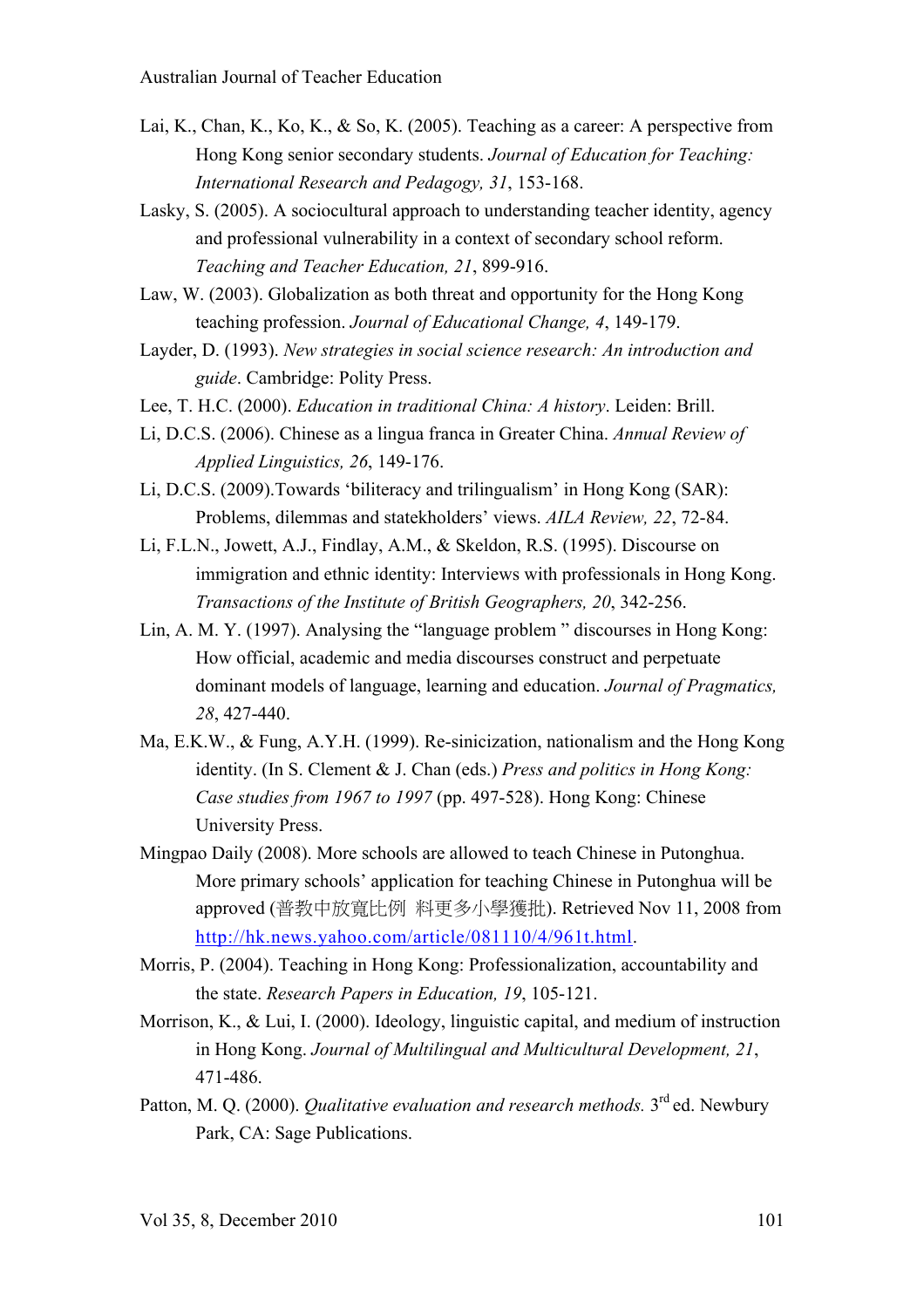Lai, K., Chan, K., Ko, K., & So, K. (2005). Teaching as a career: A perspective from Hong Kong senior secondary students. *Journal of Education for Teaching: International Research and Pedagogy, 31*, 153-168.

Lasky, S. (2005). A sociocultural approach to understanding teacher identity, agency and professional vulnerability in a context of secondary school reform. *Teaching and Teacher Education, 21*, 899-916.

Law, W. (2003). Globalization as both threat and opportunity for the Hong Kong teaching profession. *Journal of Educational Change, 4*, 149-179.

Layder, D. (1993). *New strategies in social science research: An introduction and guide*. Cambridge: Polity Press.

Lee, T. H.C. (2000). *Education in traditional China: A history*. Leiden: Brill.

Li, D.C.S. (2006). Chinese as a lingua franca in Greater China. *Annual Review of Applied Linguistics, 26*, 149-176.

Li, D.C.S. (2009).Towards 'biliteracy and trilingualism' in Hong Kong (SAR): Problems, dilemmas and statekholders' views. *AILA Review, 22*, 72-84.

Li, F.L.N., Jowett, A.J., Findlay, A.M., & Skeldon, R.S. (1995). Discourse on immigration and ethnic identity: Interviews with professionals in Hong Kong. *Transactions of the Institute of British Geographers, 20*, 342-256.

Lin, A. M. Y. (1997). Analysing the "language problem " discourses in Hong Kong: How official, academic and media discourses construct and perpetuate dominant models of language, learning and education. *Journal of Pragmatics, 28*, 427-440.

Ma, E.K.W., & Fung, A.Y.H. (1999). Re-sinicization, nationalism and the Hong Kong identity. (In S. Clement & J. Chan (eds.) *Press and politics in Hong Kong: Case studies from 1967 to 1997* (pp. 497-528). Hong Kong: Chinese University Press.

Mingpao Daily (2008). More schools are allowed to teach Chinese in Putonghua. More primary schools' application for teaching Chinese in Putonghua will be approved (普教中放寬比例 料更多小學獲批). Retrieved Nov 11, 2008 from http://hk.news.yahoo.com/article/081110/4/961t.html.

Morris, P. (2004). Teaching in Hong Kong: Professionalization, accountability and the state. *Research Papers in Education, 19*, 105-121.

Morrison, K., & Lui, I. (2000). Ideology, linguistic capital, and medium of instruction in Hong Kong. *Journal of Multilingual and Multicultural Development, 21*, 471-486.

Patton, M. Q. (2000). *Qualitative evaluation and research methods.* 3rd ed. Newbury Park, CA: Sage Publications.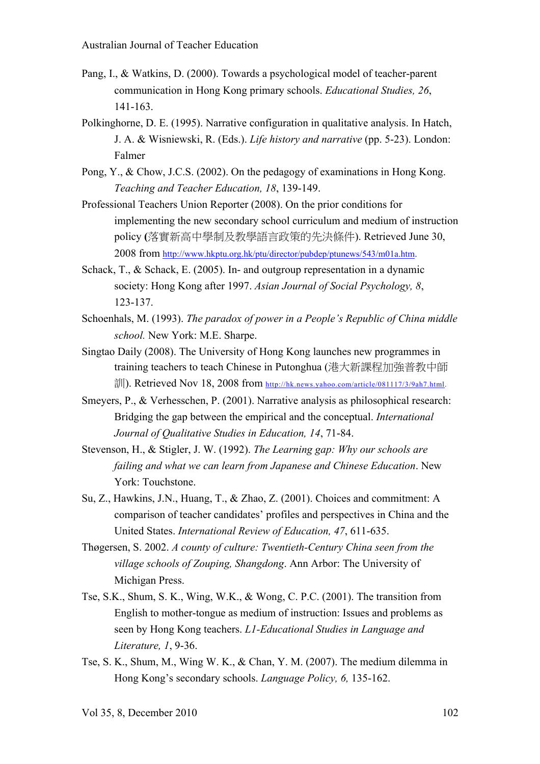Pang, I., & Watkins, D. (2000). Towards a psychological model of teacher-parent communication in Hong Kong primary schools. *Educational Studies, 26*, 141-163.

Polkinghorne, D. E. (1995). Narrative configuration in qualitative analysis. In Hatch, J. A. & Wisniewski, R. (Eds.). *Life history and narrative* (pp. 5-23). London: Falmer

Pong, Y., & Chow, J.C.S. (2002). On the pedagogy of examinations in Hong Kong. *Teaching and Teacher Education, 18*, 139-149.

Professional Teachers Union Reporter (2008). On the prior conditions for implementing the new secondary school curriculum and medium of instruction policy (落實新高中學制及教學語言政策的先決條件). Retrieved June 30, 2008 from http://www.hkptu.org.hk/ptu/director/pubdep/ptunews/543/m01a.htm.

Schack, T., & Schack, E. (2005). In- and outgroup representation in a dynamic society: Hong Kong after 1997. *Asian Journal of Social Psychology, 8*, 123-137.

Schoenhals, M. (1993). *The paradox of power in a People's Republic of China middle school.* New York: M.E. Sharpe.

Singtao Daily (2008). The University of Hong Kong launches new programmes in training teachers to teach Chinese in Putonghua (港大新課程加強普教中師訓). Retrieved Nov 18, 2008 from http://hk.news.yahoo.com/article/081117/3/9ah7.html.

Smeyers, P., & Verhesschen, P. (2001). Narrative analysis as philosophical research: Bridging the gap between the empirical and the conceptual. *International Journal of Qualitative Studies in Education, 14*, 71-84.

Stevenson, H., & Stigler, J. W. (1992). *The Learning gap: Why our schools are failing and what we can learn from Japanese and Chinese Education*. New York: Touchstone.

Su, Z., Hawkins, J.N., Huang, T., & Zhao, Z. (2001). Choices and commitment: A comparison of teacher candidates' profiles and perspectives in China and the United States. *International Review of Education, 47*, 611-635.

Thøgersen, S. 2002. *A county of culture: Twentieth-Century China seen from the village schools of Zouping, Shangdong*. Ann Arbor: The University of Michigan Press.

Tse, S.K., Shum, S. K., Wing, W.K., & Wong, C. P.C. (2001). The transition from English to mother-tongue as medium of instruction: Issues and problems as seen by Hong Kong teachers. *L1-Educational Studies in Language and Literature, 1*, 9-36.

Tse, S. K., Shum, M., Wing W. K., & Chan, Y. M. (2007). The medium dilemma in Hong Kong's secondary schools. *Language Policy, 6,* 135-162.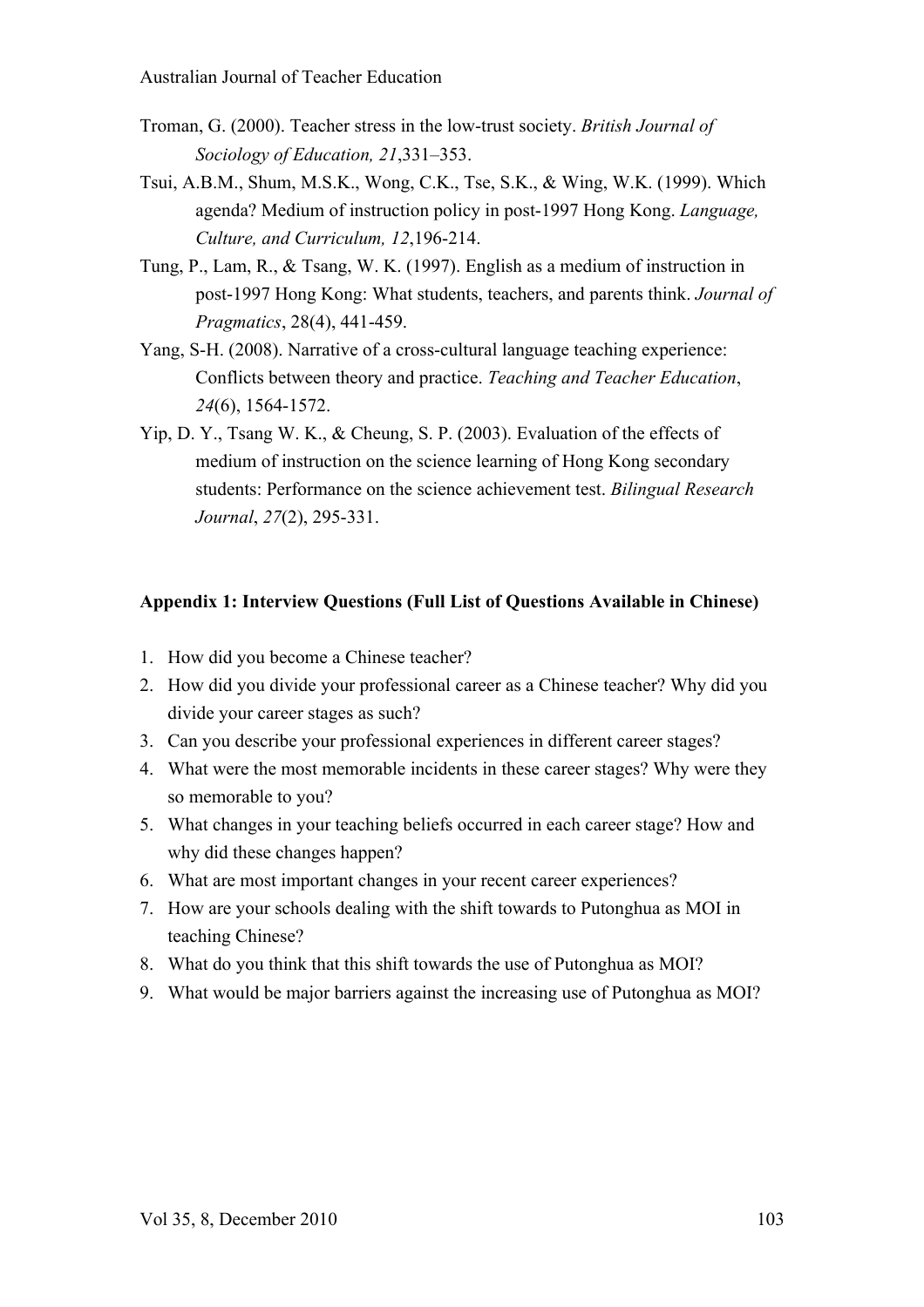Troman, G. (2000). Teacher stress in the low-trust society. *British Journal of Sociology of Education, 21*,331–353.

Tsui, A.B.M., Shum, M.S.K., Wong, C.K., Tse, S.K., & Wing, W.K. (1999). Which agenda? Medium of instruction policy in post-1997 Hong Kong. *Language, Culture, and Curriculum, 12*,196-214.

Tung, P., Lam, R., & Tsang, W. K. (1997). English as a medium of instruction in post-1997 Hong Kong: What students, teachers, and parents think. *Journal of Pragmatics*, 28(4), 441-459.

Yang, S-H. (2008). Narrative of a cross-cultural language teaching experience: Conflicts between theory and practice. *Teaching and Teacher Education*, *24*(6), 1564-1572.

Yip, D. Y., Tsang W. K., & Cheung, S. P. (2003). Evaluation of the effects of medium of instruction on the science learning of Hong Kong secondary students: Performance on the science achievement test. *Bilingual Research Journal*, *27*(2), 295-331.

**Appendix 1: Interview Questions (Full List of Questions Available in Chinese)**

1. How did you become a Chinese teacher?
2. How did you divide your professional career as a Chinese teacher? Why did you divide your career stages as such?
3. Can you describe your professional experiences in different career stages?
4. What were the most memorable incidents in these career stages? Why were they so memorable to you?
5. What changes in your teaching beliefs occurred in each career stage? How and why did these changes happen?
6. What are most important changes in your recent career experiences?
7. How are your schools dealing with the shift towards to Putonghua as MOI in teaching Chinese?
8. What do you think that this shift towards the use of Putonghua as MOI?
9. What would be major barriers against the increasing use of Putonghua as MOI?